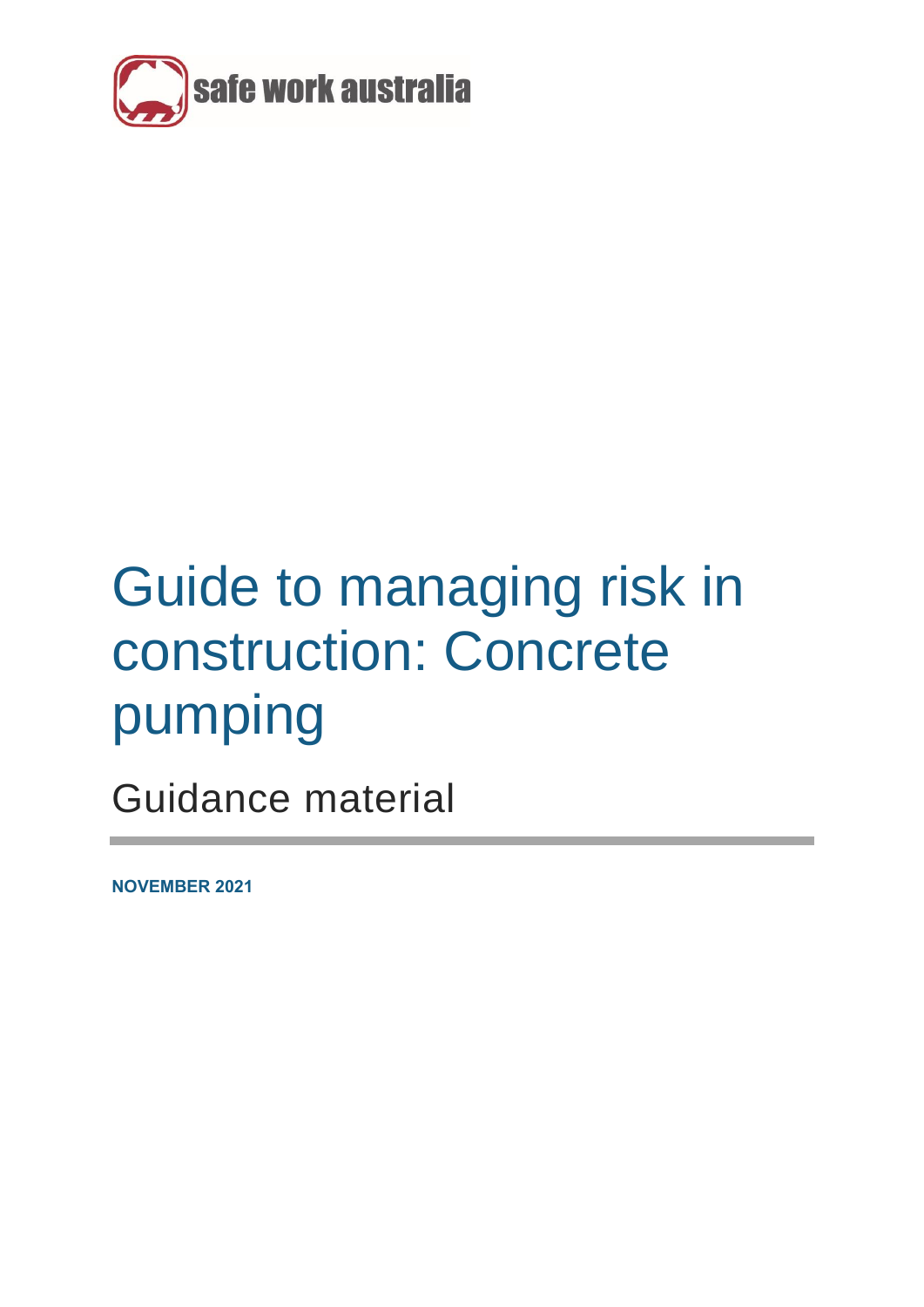safe work australia

# Guide to managing risk in construction: Concrete pumping

## Guidance material

**NOVEMBER 2021**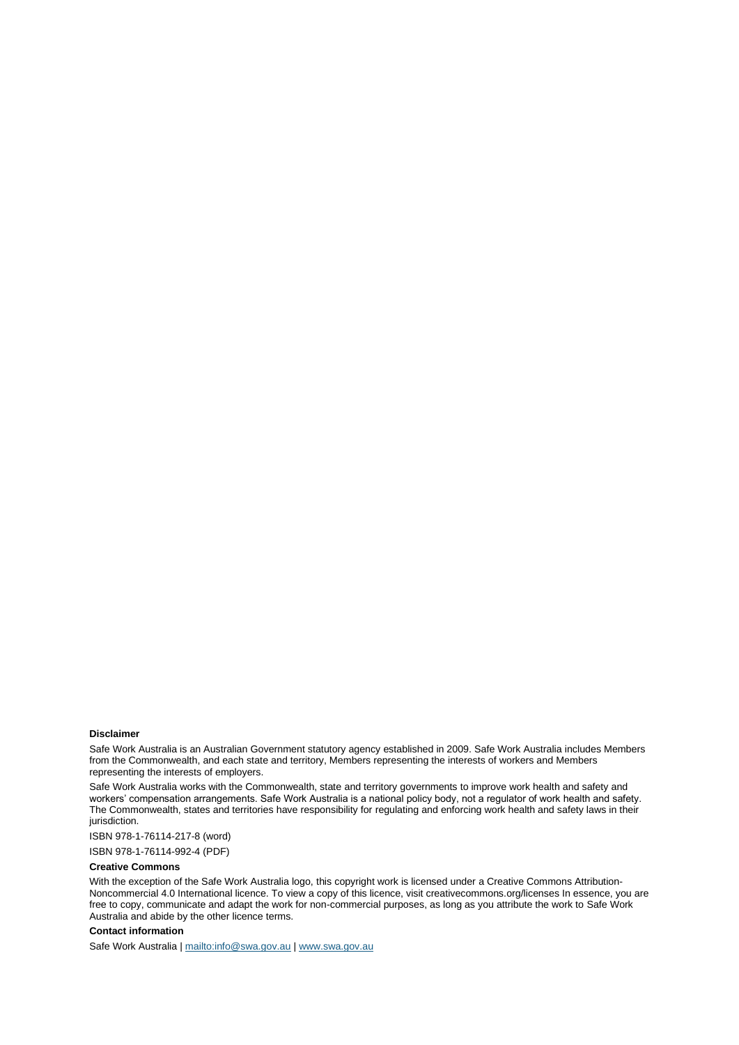**Disclaimer**

Safe Work Australia is an Australian Government statutory agency established in 2009. Safe Work Australia includes Members from the Commonwealth, and each state and territory, Members representing the interests of workers and Members representing the interests of employers.

Safe Work Australia works with the Commonwealth, state and territory governments to improve work health and safety and workers' compensation arrangements. Safe Work Australia is a national policy body, not a regulator of work health and safety. The Commonwealth, states and territories have responsibility for regulating and enforcing work health and safety laws in their jurisdiction.

ISBN 978-1-76114-217-8 (word)

ISBN 978-1-76114-992-4 (PDF)

**Creative Commons**

With the exception of the Safe Work Australia logo, this copyright work is licensed under a Creative Commons Attribution-Noncommercial 4.0 International licence. To view a copy of this licence, visit creativecommons.org/licenses In essence, you are free to copy, communicate and adapt the work for non-commercial purposes, as long as you attribute the work to Safe Work Australia and abide by the other licence terms.

**Contact information**

Safe Work Australia | [mailto:info@swa.gov.au](mailto:info@swa.gov.au) | [www.swa.gov.au](http://www.swa.gov.au)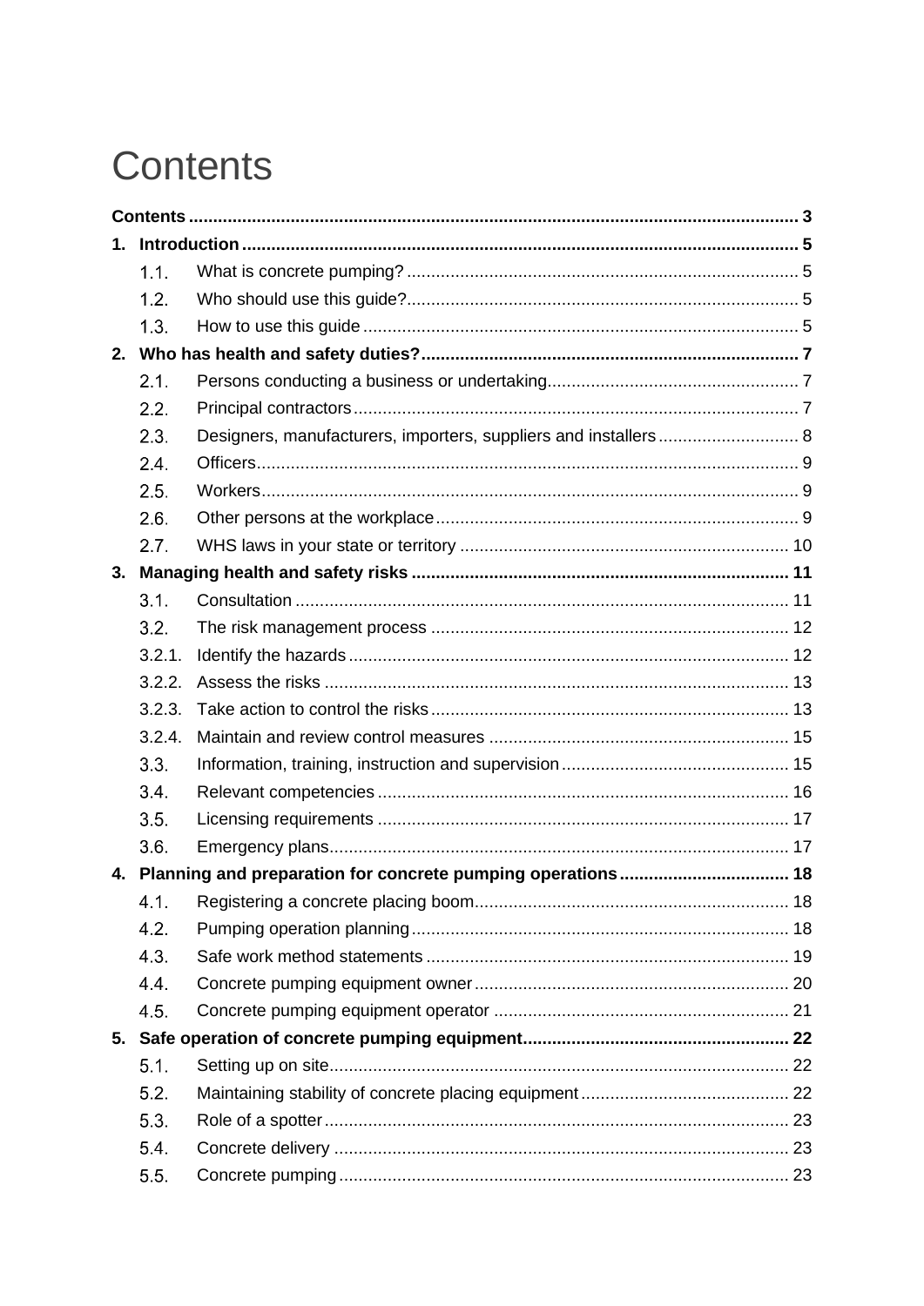# Contents

**Contents** ........................................................................................................................ **3**

**1. Introduction** ........................................................................................................ **5**

- 1.1. What is concrete pumping? ........................................................................ 5
- 1.2. Who should use this guide? ........................................................................ 5
- 1.3. How to use this guide ................................................................................. 5

**2. Who has health and safety duties?** ...................................................................... **7**

- 2.1. Persons conducting a business or undertaking ............................................. 7
- 2.2. Principal contractors ................................................................................... 7
- 2.3. Designers, manufacturers, importers, suppliers and installers ........................ 8
- 2.4. Officers ..................................................................................................... 9
- 2.5. Workers .................................................................................................... 9
- 2.6. Other persons at the workplace ................................................................... 9
- 2.7. WHS laws in your state or territory ............................................................. 10

**3. Managing health and safety risks** ...................................................................... **11**

- 3.1. Consultation ............................................................................................ 11
- 3.2. The risk management process .................................................................. 12
- 3.2.1. Identify the hazards ............................................................................... 12
- 3.2.2. Assess the risks .................................................................................... 13
- 3.2.3. Take action to control the risks ............................................................... 13
- 3.2.4. Maintain and review control measures ..................................................... 15
- 3.3. Information, training, instruction and supervision ........................................ 15
- 3.4. Relevant competencies ............................................................................. 16
- 3.5. Licensing requirements ............................................................................. 17
- 3.6. Emergency plans ...................................................................................... 17

**4. Planning and preparation for concrete pumping operations** ................................... **18**

- 4.1. Registering a concrete placing boom .......................................................... 18
- 4.2. Pumping operation planning ...................................................................... 18
- 4.3. Safe work method statements ................................................................... 19
- 4.4. Concrete pumping equipment owner .......................................................... 20
- 4.5. Concrete pumping equipment operator ....................................................... 21

**5. Safe operation of concrete pumping equipment** .................................................... **22**

- 5.1. Setting up on site ..................................................................................... 22
- 5.2. Maintaining stability of concrete placing equipment ..................................... 22
- 5.3. Role of a spotter ....................................................................................... 23
- 5.4. Concrete delivery ..................................................................................... 23
- 5.5. Concrete pumping ..................................................................................... 23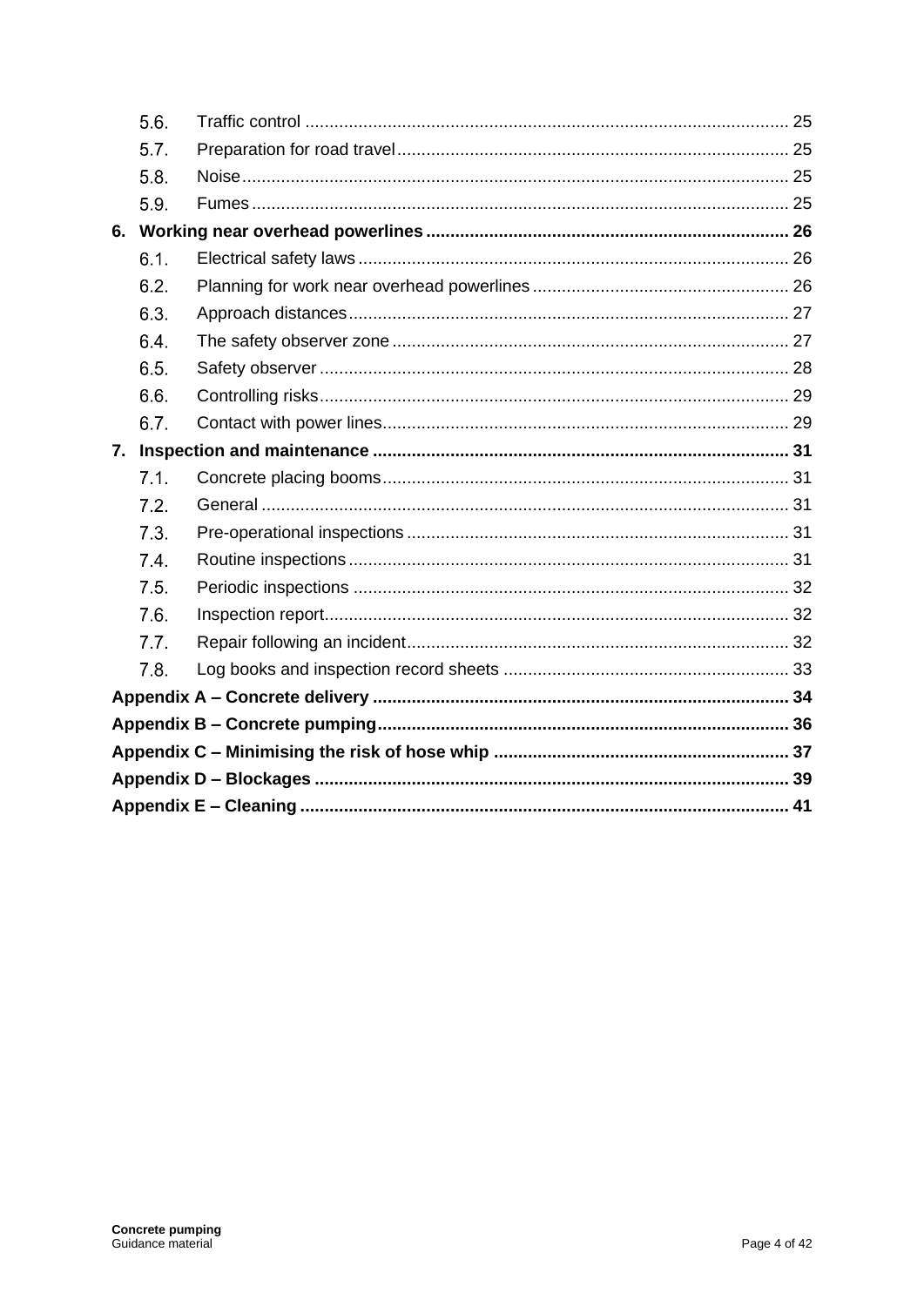5.6. Traffic control ........................................................................................................ 25

5.7. Preparation for road travel ................................................................................. 25

5.8. Noise ...................................................................................................................... 25

5.9. Fumes .................................................................................................................... 25

**6. Working near overhead powerlines ........................................................................ 26**

6.1. Electrical safety laws .......................................................................................... 26

6.2. Planning for work near overhead powerlines ...................................................... 26

6.3. Approach distances ............................................................................................ 27

6.4. The safety observer zone .................................................................................... 27

6.5. Safety observer ................................................................................................... 28

6.6. Controlling risks ................................................................................................... 29

6.7. Contact with power lines ..................................................................................... 29

**7. Inspection and maintenance .................................................................................. 31**

7.1. Concrete placing booms ..................................................................................... 31

7.2. General ................................................................................................................ 31

7.3. Pre-operational inspections ................................................................................ 31

7.4. Routine inspections ............................................................................................. 31

7.5. Periodic inspections ............................................................................................ 32

7.6. Inspection report .................................................................................................. 32

7.7. Repair following an incident ................................................................................ 32

7.8. Log books and inspection record sheets ............................................................ 33

**Appendix A – Concrete delivery .................................................................................. 34**

**Appendix B – Concrete pumping ................................................................................. 36**

**Appendix C – Minimising the risk of hose whip ........................................................ 37**

**Appendix D – Blockages .............................................................................................. 39**

**Appendix E – Cleaning ................................................................................................. 41**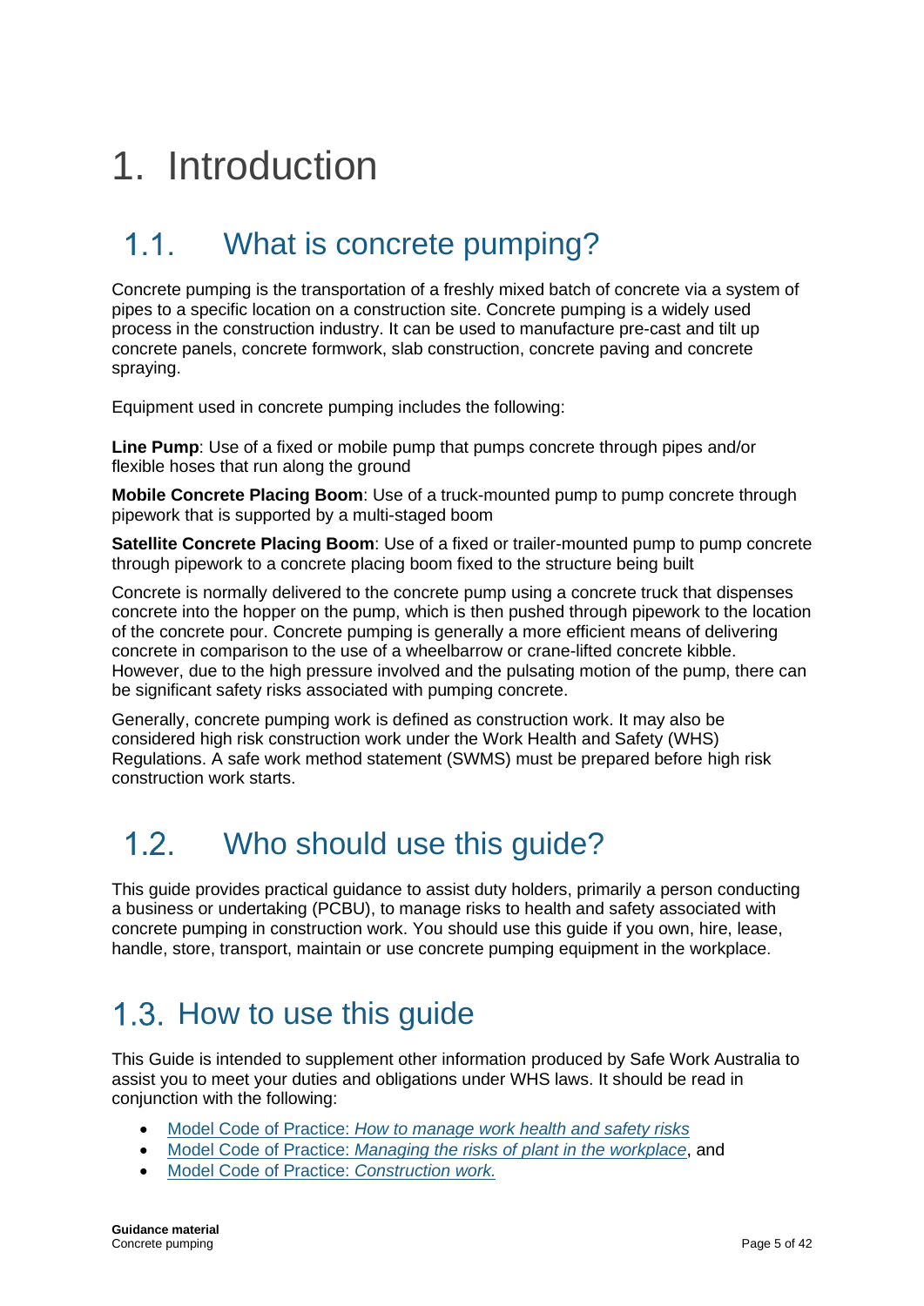# 1. Introduction

## 1.1. What is concrete pumping?

Concrete pumping is the transportation of a freshly mixed batch of concrete via a system of pipes to a specific location on a construction site. Concrete pumping is a widely used process in the construction industry. It can be used to manufacture pre-cast and tilt up concrete panels, concrete formwork, slab construction, concrete paving and concrete spraying.

Equipment used in concrete pumping includes the following:

**Line Pump**: Use of a fixed or mobile pump that pumps concrete through pipes and/or flexible hoses that run along the ground

**Mobile Concrete Placing Boom**: Use of a truck-mounted pump to pump concrete through pipework that is supported by a multi-staged boom

**Satellite Concrete Placing Boom**: Use of a fixed or trailer-mounted pump to pump concrete through pipework to a concrete placing boom fixed to the structure being built

Concrete is normally delivered to the concrete pump using a concrete truck that dispenses concrete into the hopper on the pump, which is then pushed through pipework to the location of the concrete pour. Concrete pumping is generally a more efficient means of delivering concrete in comparison to the use of a wheelbarrow or crane-lifted concrete kibble. However, due to the high pressure involved and the pulsating motion of the pump, there can be significant safety risks associated with pumping concrete.

Generally, concrete pumping work is defined as construction work. It may also be considered high risk construction work under the Work Health and Safety (WHS) Regulations. A safe work method statement (SWMS) must be prepared before high risk construction work starts.

## 1.2. Who should use this guide?

This guide provides practical guidance to assist duty holders, primarily a person conducting a business or undertaking (PCBU), to manage risks to health and safety associated with concrete pumping in construction work. You should use this guide if you own, hire, lease, handle, store, transport, maintain or use concrete pumping equipment in the workplace.

## 1.3. How to use this guide

This Guide is intended to supplement other information produced by Safe Work Australia to assist you to meet your duties and obligations under WHS laws. It should be read in conjunction with the following:

- Model Code of Practice: *How to manage work health and safety risks*
- Model Code of Practice: *Managing the risks of plant in the workplace*, and
- Model Code of Practice: *Construction work.*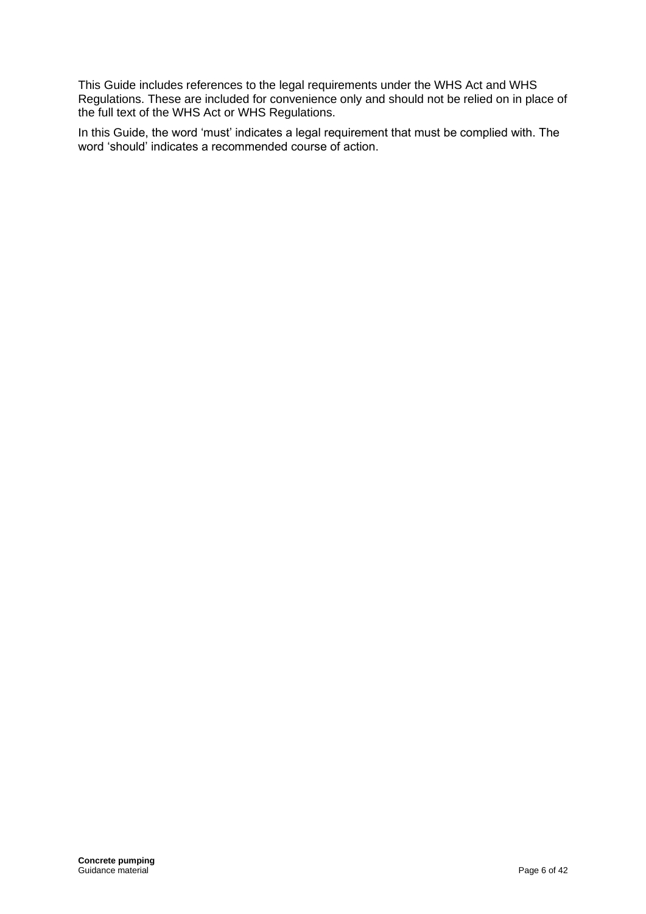This Guide includes references to the legal requirements under the WHS Act and WHS Regulations. These are included for convenience only and should not be relied on in place of the full text of the WHS Act or WHS Regulations.

In this Guide, the word 'must' indicates a legal requirement that must be complied with. The word 'should' indicates a recommended course of action.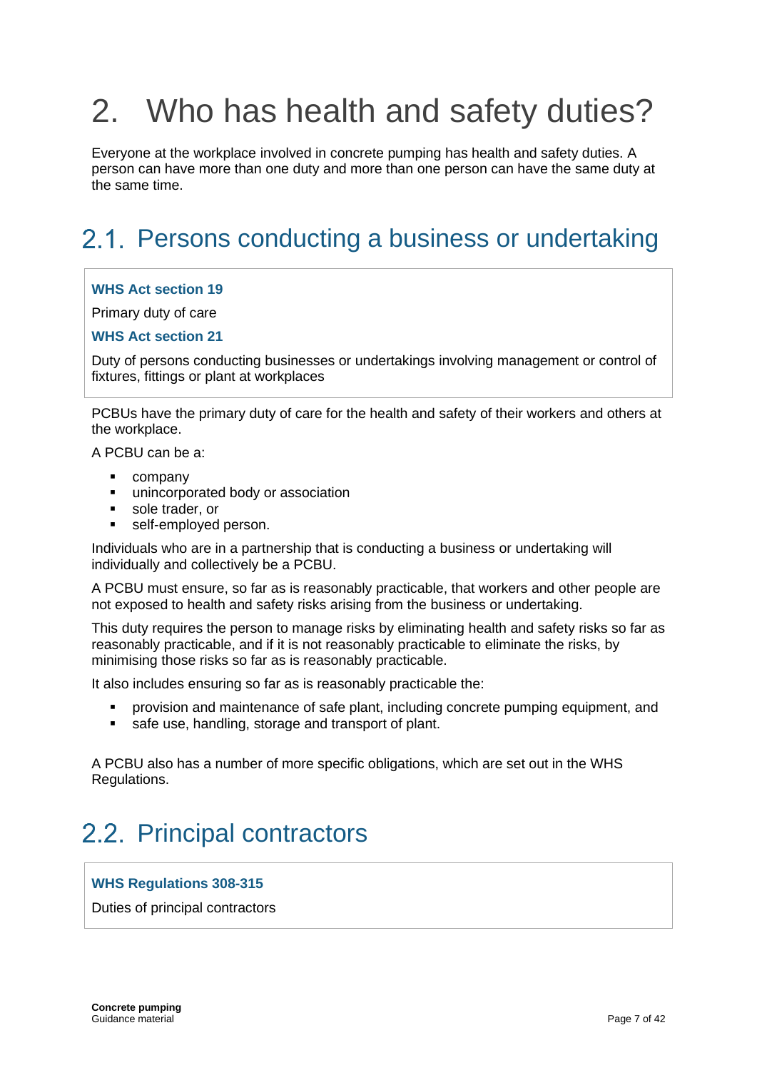# 2. Who has health and safety duties?

Everyone at the workplace involved in concrete pumping has health and safety duties. A person can have more than one duty and more than one person can have the same duty at the same time.

## 2.1. Persons conducting a business or undertaking

**WHS Act section 19**

Primary duty of care

**WHS Act section 21**

Duty of persons conducting businesses or undertakings involving management or control of fixtures, fittings or plant at workplaces

PCBUs have the primary duty of care for the health and safety of their workers and others at the workplace.

A PCBU can be a:

- company
- unincorporated body or association
- sole trader, or
- self-employed person.

Individuals who are in a partnership that is conducting a business or undertaking will individually and collectively be a PCBU.

A PCBU must ensure, so far as is reasonably practicable, that workers and other people are not exposed to health and safety risks arising from the business or undertaking.

This duty requires the person to manage risks by eliminating health and safety risks so far as reasonably practicable, and if it is not reasonably practicable to eliminate the risks, by minimising those risks so far as is reasonably practicable.

It also includes ensuring so far as is reasonably practicable the:

- provision and maintenance of safe plant, including concrete pumping equipment, and
- safe use, handling, storage and transport of plant.

A PCBU also has a number of more specific obligations, which are set out in the WHS Regulations.

## 2.2. Principal contractors

**WHS Regulations 308-315**

Duties of principal contractors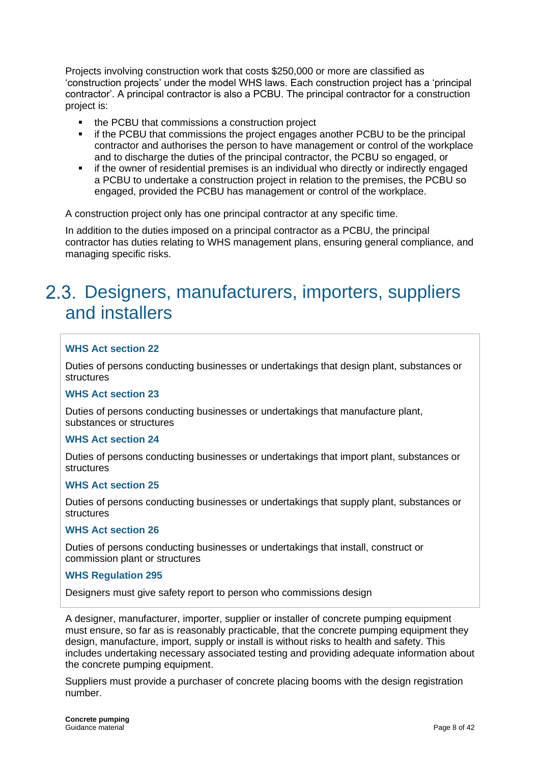Projects involving construction work that costs $250,000 or more are classified as 'construction projects' under the model WHS laws. Each construction project has a 'principal contractor'. A principal contractor is also a PCBU. The principal contractor for a construction project is:

- the PCBU that commissions a construction project
- if the PCBU that commissions the project engages another PCBU to be the principal contractor and authorises the person to have management or control of the workplace and to discharge the duties of the principal contractor, the PCBU so engaged, or
- if the owner of residential premises is an individual who directly or indirectly engaged a PCBU to undertake a construction project in relation to the premises, the PCBU so engaged, provided the PCBU has management or control of the workplace.

A construction project only has one principal contractor at any specific time.

In addition to the duties imposed on a principal contractor as a PCBU, the principal contractor has duties relating to WHS management plans, ensuring general compliance, and managing specific risks.

## 2.3. Designers, manufacturers, importers, suppliers and installers

**WHS Act section 22**

Duties of persons conducting businesses or undertakings that design plant, substances or structures

**WHS Act section 23**

Duties of persons conducting businesses or undertakings that manufacture plant, substances or structures

**WHS Act section 24**

Duties of persons conducting businesses or undertakings that import plant, substances or structures

**WHS Act section 25**

Duties of persons conducting businesses or undertakings that supply plant, substances or structures

**WHS Act section 26**

Duties of persons conducting businesses or undertakings that install, construct or commission plant or structures

**WHS Regulation 295**

Designers must give safety report to person who commissions design

A designer, manufacturer, importer, supplier or installer of concrete pumping equipment must ensure, so far as is reasonably practicable, that the concrete pumping equipment they design, manufacture, import, supply or install is without risks to health and safety. This includes undertaking necessary associated testing and providing adequate information about the concrete pumping equipment.

Suppliers must provide a purchaser of concrete placing booms with the design registration number.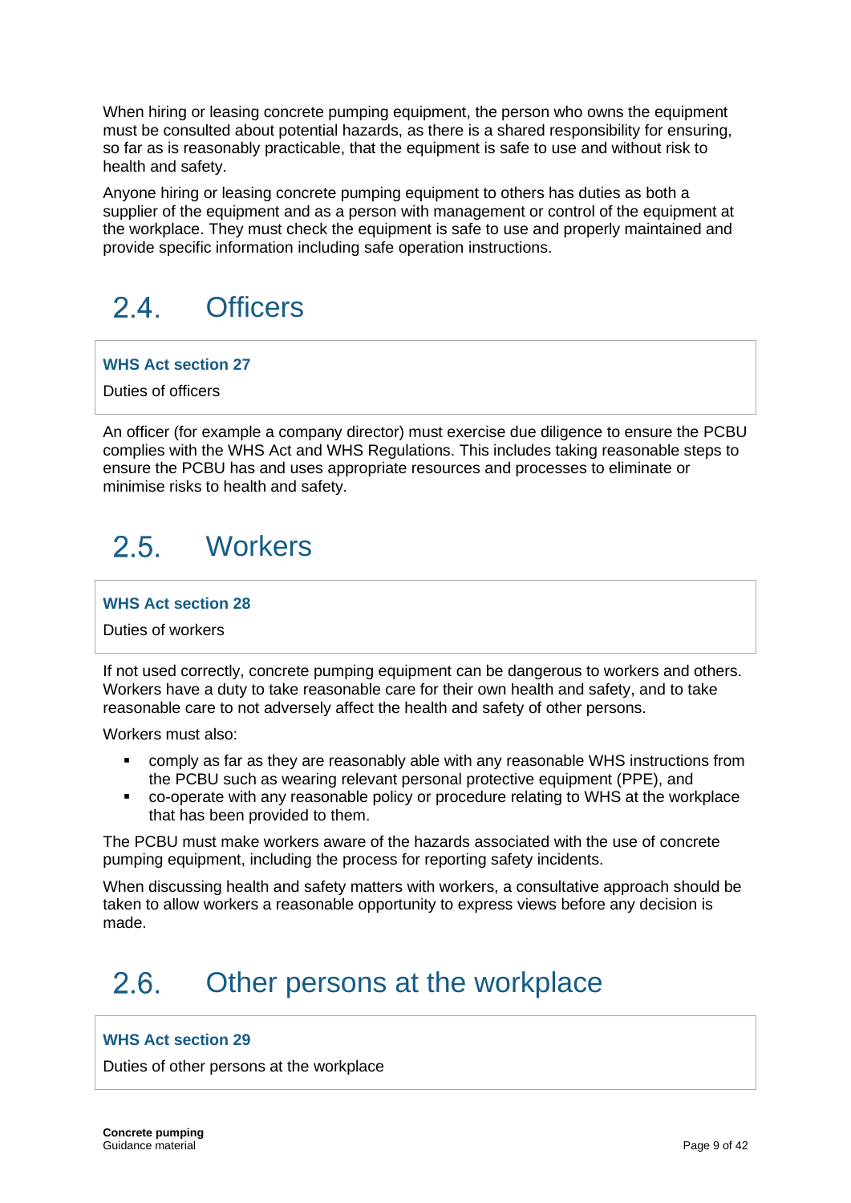When hiring or leasing concrete pumping equipment, the person who owns the equipment must be consulted about potential hazards, as there is a shared responsibility for ensuring, so far as is reasonably practicable, that the equipment is safe to use and without risk to health and safety.

Anyone hiring or leasing concrete pumping equipment to others has duties as both a supplier of the equipment and as a person with management or control of the equipment at the workplace. They must check the equipment is safe to use and properly maintained and provide specific information including safe operation instructions.

## 2.4. Officers

**WHS Act section 27**

Duties of officers

An officer (for example a company director) must exercise due diligence to ensure the PCBU complies with the WHS Act and WHS Regulations. This includes taking reasonable steps to ensure the PCBU has and uses appropriate resources and processes to eliminate or minimise risks to health and safety.

## 2.5. Workers

**WHS Act section 28**

Duties of workers

If not used correctly, concrete pumping equipment can be dangerous to workers and others. Workers have a duty to take reasonable care for their own health and safety, and to take reasonable care to not adversely affect the health and safety of other persons.

Workers must also:

- comply as far as they are reasonably able with any reasonable WHS instructions from the PCBU such as wearing relevant personal protective equipment (PPE), and
- co-operate with any reasonable policy or procedure relating to WHS at the workplace that has been provided to them.

The PCBU must make workers aware of the hazards associated with the use of concrete pumping equipment, including the process for reporting safety incidents.

When discussing health and safety matters with workers, a consultative approach should be taken to allow workers a reasonable opportunity to express views before any decision is made.

## 2.6. Other persons at the workplace

**WHS Act section 29**

Duties of other persons at the workplace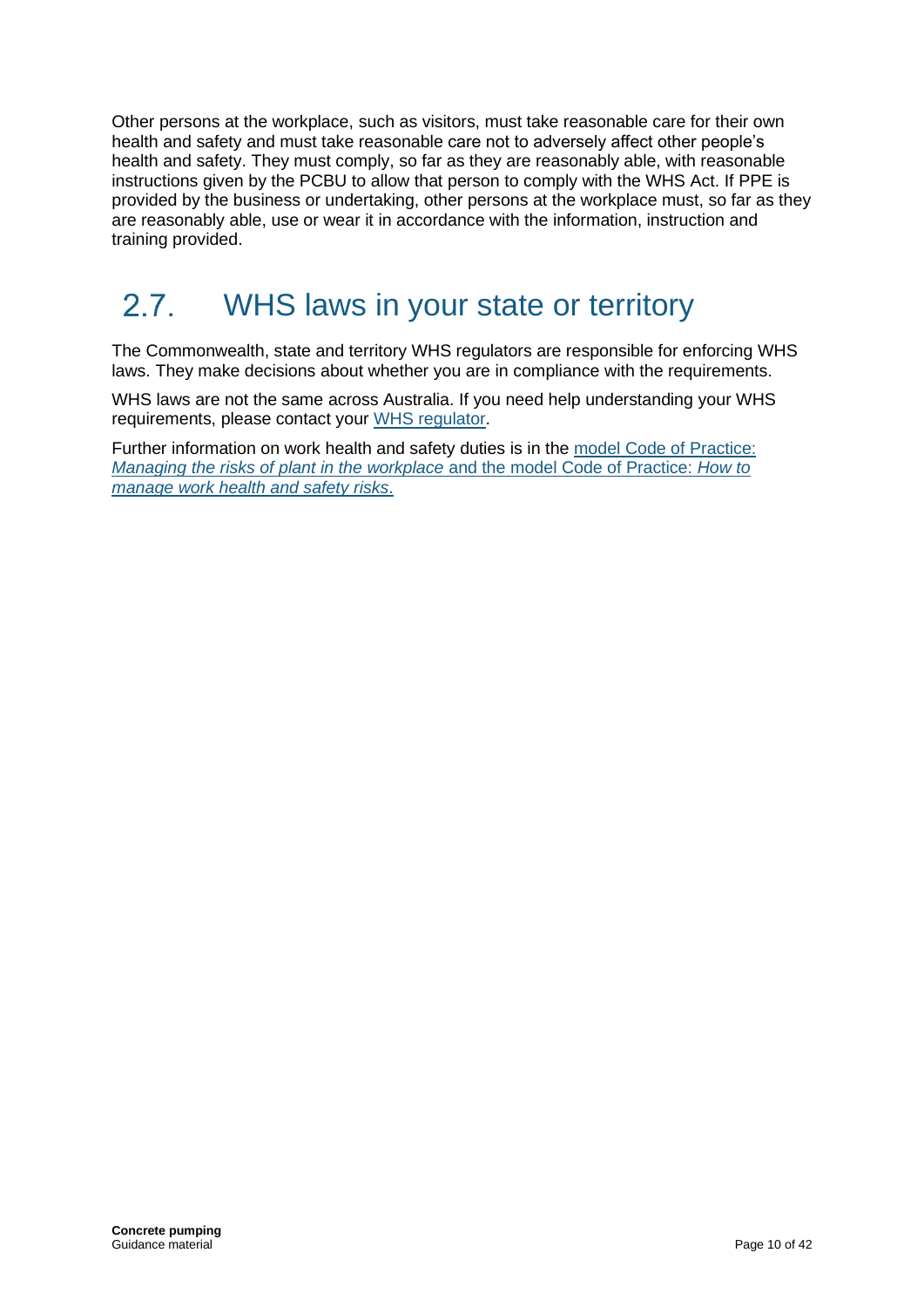Other persons at the workplace, such as visitors, must take reasonable care for their own health and safety and must take reasonable care not to adversely affect other people's health and safety. They must comply, so far as they are reasonably able, with reasonable instructions given by the PCBU to allow that person to comply with the WHS Act. If PPE is provided by the business or undertaking, other persons at the workplace must, so far as they are reasonably able, use or wear it in accordance with the information, instruction and training provided.

## 2.7. WHS laws in your state or territory

The Commonwealth, state and territory WHS regulators are responsible for enforcing WHS laws. They make decisions about whether you are in compliance with the requirements.

WHS laws are not the same across Australia. If you need help understanding your WHS requirements, please contact your WHS regulator.

Further information on work health and safety duties is in the model Code of Practice: *Managing the risks of plant in the workplace* and the model Code of Practice: *How to manage work health and safety risks*.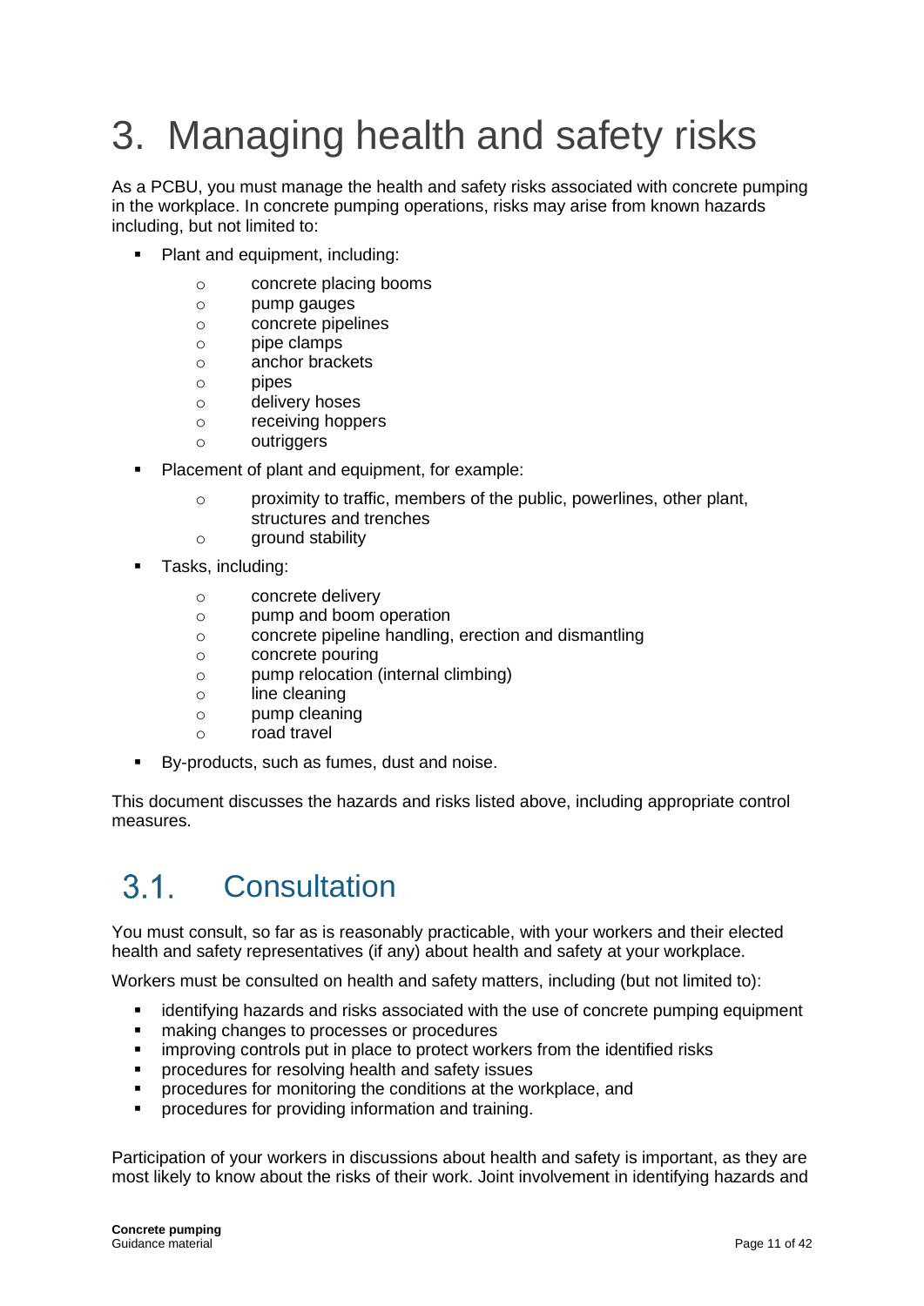# 3. Managing health and safety risks

As a PCBU, you must manage the health and safety risks associated with concrete pumping in the workplace. In concrete pumping operations, risks may arise from known hazards including, but not limited to:

- Plant and equipment, including:
  - concrete placing booms
  - pump gauges
  - concrete pipelines
  - pipe clamps
  - anchor brackets
  - pipes
  - delivery hoses
  - receiving hoppers
  - outriggers
- Placement of plant and equipment, for example:
  - proximity to traffic, members of the public, powerlines, other plant, structures and trenches
  - ground stability
- Tasks, including:
  - concrete delivery
  - pump and boom operation
  - concrete pipeline handling, erection and dismantling
  - concrete pouring
  - pump relocation (internal climbing)
  - line cleaning
  - pump cleaning
  - road travel
- By-products, such as fumes, dust and noise.

This document discusses the hazards and risks listed above, including appropriate control measures.

## 3.1. Consultation

You must consult, so far as is reasonably practicable, with your workers and their elected health and safety representatives (if any) about health and safety at your workplace.

Workers must be consulted on health and safety matters, including (but not limited to):

- identifying hazards and risks associated with the use of concrete pumping equipment
- making changes to processes or procedures
- improving controls put in place to protect workers from the identified risks
- procedures for resolving health and safety issues
- procedures for monitoring the conditions at the workplace, and
- procedures for providing information and training.

Participation of your workers in discussions about health and safety is important, as they are most likely to know about the risks of their work. Joint involvement in identifying hazards and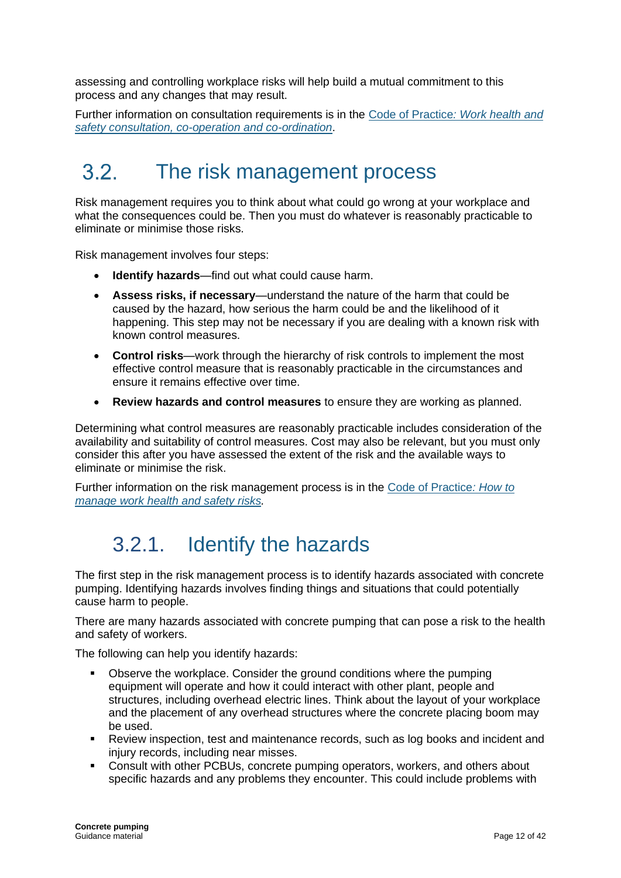assessing and controlling workplace risks will help build a mutual commitment to this process and any changes that may result.

Further information on consultation requirements is in the [Code of Practice*: Work health and safety consultation, co-operation and co-ordination*].

## 3.2. The risk management process

Risk management requires you to think about what could go wrong at your workplace and what the consequences could be. Then you must do whatever is reasonably practicable to eliminate or minimise those risks.

Risk management involves four steps:

- **Identify hazards**—find out what could cause harm.
- **Assess risks, if necessary**—understand the nature of the harm that could be caused by the hazard, how serious the harm could be and the likelihood of it happening. This step may not be necessary if you are dealing with a known risk with known control measures.
- **Control risks**—work through the hierarchy of risk controls to implement the most effective control measure that is reasonably practicable in the circumstances and ensure it remains effective over time.
- **Review hazards and control measures** to ensure they are working as planned.

Determining what control measures are reasonably practicable includes consideration of the availability and suitability of control measures. Cost may also be relevant, but you must only consider this after you have assessed the extent of the risk and the available ways to eliminate or minimise the risk.

Further information on the risk management process is in the [Code of Practice*: How to manage work health and safety risks*].

### 3.2.1. Identify the hazards

The first step in the risk management process is to identify hazards associated with concrete pumping. Identifying hazards involves finding things and situations that could potentially cause harm to people.

There are many hazards associated with concrete pumping that can pose a risk to the health and safety of workers.

The following can help you identify hazards:

- Observe the workplace. Consider the ground conditions where the pumping equipment will operate and how it could interact with other plant, people and structures, including overhead electric lines. Think about the layout of your workplace and the placement of any overhead structures where the concrete placing boom may be used.
- Review inspection, test and maintenance records, such as log books and incident and injury records, including near misses.
- Consult with other PCBUs, concrete pumping operators, workers, and others about specific hazards and any problems they encounter. This could include problems with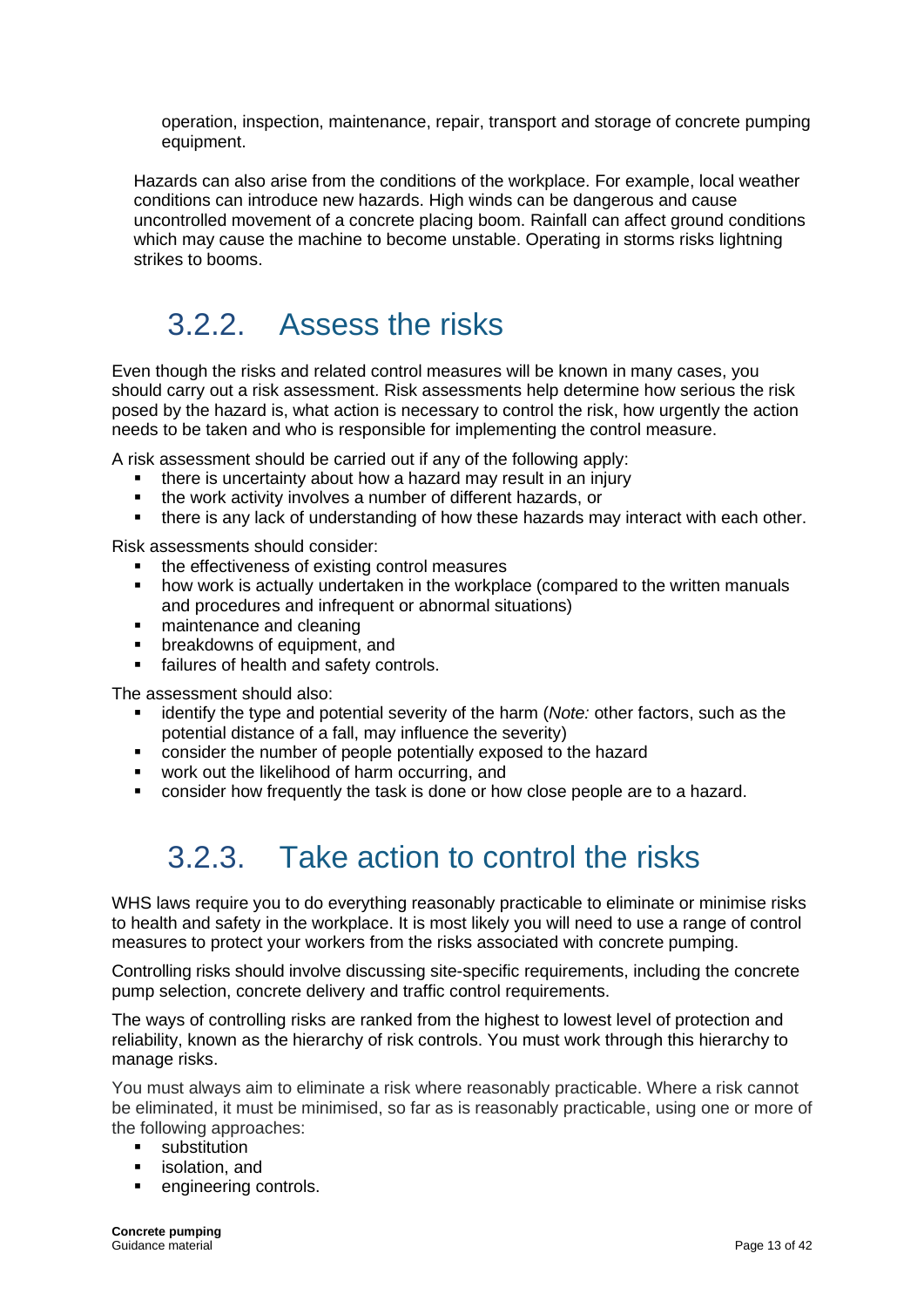operation, inspection, maintenance, repair, transport and storage of concrete pumping equipment.

Hazards can also arise from the conditions of the workplace. For example, local weather conditions can introduce new hazards. High winds can be dangerous and cause uncontrolled movement of a concrete placing boom. Rainfall can affect ground conditions which may cause the machine to become unstable. Operating in storms risks lightning strikes to booms.

### 3.2.2. Assess the risks

Even though the risks and related control measures will be known in many cases, you should carry out a risk assessment. Risk assessments help determine how serious the risk posed by the hazard is, what action is necessary to control the risk, how urgently the action needs to be taken and who is responsible for implementing the control measure.

A risk assessment should be carried out if any of the following apply:

- there is uncertainty about how a hazard may result in an injury
- the work activity involves a number of different hazards, or
- there is any lack of understanding of how these hazards may interact with each other.

Risk assessments should consider:

- the effectiveness of existing control measures
- how work is actually undertaken in the workplace (compared to the written manuals and procedures and infrequent or abnormal situations)
- maintenance and cleaning
- breakdowns of equipment, and
- failures of health and safety controls.

The assessment should also:

- identify the type and potential severity of the harm (*Note:* other factors, such as the potential distance of a fall, may influence the severity)
- consider the number of people potentially exposed to the hazard
- work out the likelihood of harm occurring, and
- consider how frequently the task is done or how close people are to a hazard.

### 3.2.3. Take action to control the risks

WHS laws require you to do everything reasonably practicable to eliminate or minimise risks to health and safety in the workplace. It is most likely you will need to use a range of control measures to protect your workers from the risks associated with concrete pumping.

Controlling risks should involve discussing site-specific requirements, including the concrete pump selection, concrete delivery and traffic control requirements.

The ways of controlling risks are ranked from the highest to lowest level of protection and reliability, known as the hierarchy of risk controls. You must work through this hierarchy to manage risks.

You must always aim to eliminate a risk where reasonably practicable. Where a risk cannot be eliminated, it must be minimised, so far as is reasonably practicable, using one or more of the following approaches:

- substitution
- isolation, and
- engineering controls.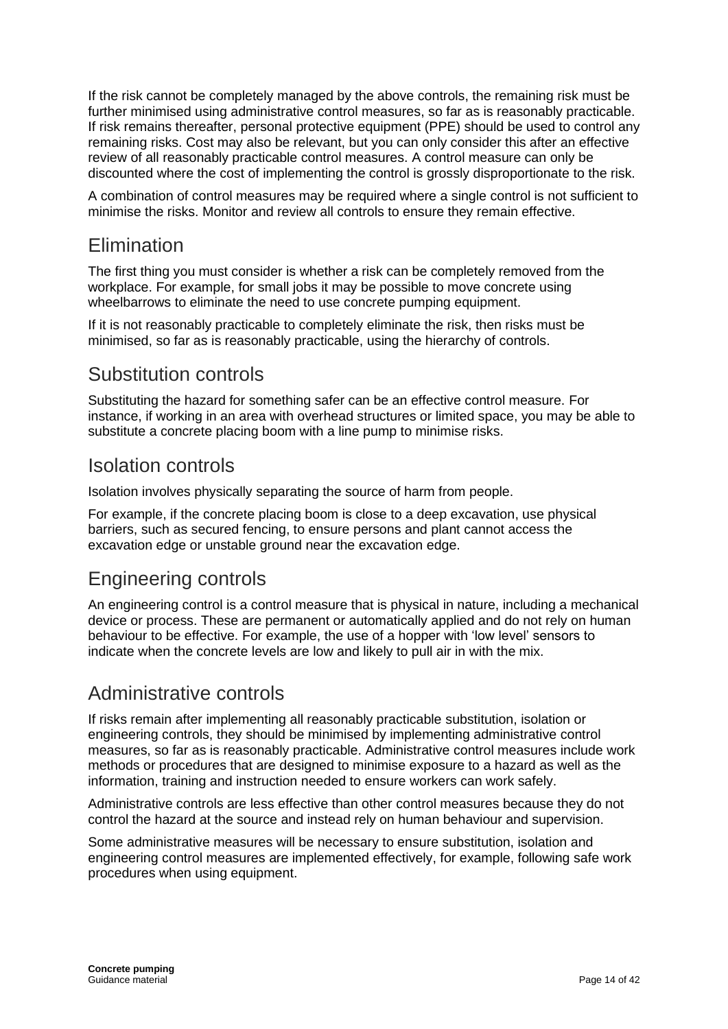If the risk cannot be completely managed by the above controls, the remaining risk must be further minimised using administrative control measures, so far as is reasonably practicable. If risk remains thereafter, personal protective equipment (PPE) should be used to control any remaining risks. Cost may also be relevant, but you can only consider this after an effective review of all reasonably practicable control measures. A control measure can only be discounted where the cost of implementing the control is grossly disproportionate to the risk.

A combination of control measures may be required where a single control is not sufficient to minimise the risks. Monitor and review all controls to ensure they remain effective.

## Elimination

The first thing you must consider is whether a risk can be completely removed from the workplace. For example, for small jobs it may be possible to move concrete using wheelbarrows to eliminate the need to use concrete pumping equipment.

If it is not reasonably practicable to completely eliminate the risk, then risks must be minimised, so far as is reasonably practicable, using the hierarchy of controls.

## Substitution controls

Substituting the hazard for something safer can be an effective control measure. For instance, if working in an area with overhead structures or limited space, you may be able to substitute a concrete placing boom with a line pump to minimise risks.

## Isolation controls

Isolation involves physically separating the source of harm from people.

For example, if the concrete placing boom is close to a deep excavation, use physical barriers, such as secured fencing, to ensure persons and plant cannot access the excavation edge or unstable ground near the excavation edge.

## Engineering controls

An engineering control is a control measure that is physical in nature, including a mechanical device or process. These are permanent or automatically applied and do not rely on human behaviour to be effective. For example, the use of a hopper with 'low level' sensors to indicate when the concrete levels are low and likely to pull air in with the mix.

## Administrative controls

If risks remain after implementing all reasonably practicable substitution, isolation or engineering controls, they should be minimised by implementing administrative control measures, so far as is reasonably practicable. Administrative control measures include work methods or procedures that are designed to minimise exposure to a hazard as well as the information, training and instruction needed to ensure workers can work safely.

Administrative controls are less effective than other control measures because they do not control the hazard at the source and instead rely on human behaviour and supervision.

Some administrative measures will be necessary to ensure substitution, isolation and engineering control measures are implemented effectively, for example, following safe work procedures when using equipment.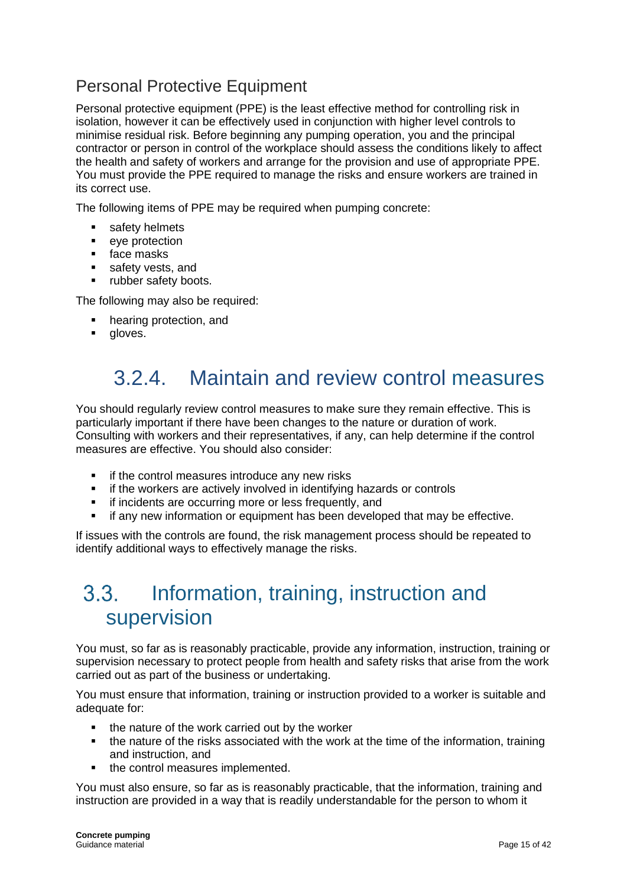### Personal Protective Equipment

Personal protective equipment (PPE) is the least effective method for controlling risk in isolation, however it can be effectively used in conjunction with higher level controls to minimise residual risk. Before beginning any pumping operation, you and the principal contractor or person in control of the workplace should assess the conditions likely to affect the health and safety of workers and arrange for the provision and use of appropriate PPE. You must provide the PPE required to manage the risks and ensure workers are trained in its correct use.

The following items of PPE may be required when pumping concrete:

- safety helmets
- eye protection
- face masks
- safety vests, and
- rubber safety boots.

The following may also be required:

- hearing protection, and
- gloves.

## 3.2.4. Maintain and review control measures

You should regularly review control measures to make sure they remain effective. This is particularly important if there have been changes to the nature or duration of work. Consulting with workers and their representatives, if any, can help determine if the control measures are effective. You should also consider:

- if the control measures introduce any new risks
- if the workers are actively involved in identifying hazards or controls
- if incidents are occurring more or less frequently, and
- if any new information or equipment has been developed that may be effective.

If issues with the controls are found, the risk management process should be repeated to identify additional ways to effectively manage the risks.

# 3.3. Information, training, instruction and supervision

You must, so far as is reasonably practicable, provide any information, instruction, training or supervision necessary to protect people from health and safety risks that arise from the work carried out as part of the business or undertaking.

You must ensure that information, training or instruction provided to a worker is suitable and adequate for:

- the nature of the work carried out by the worker
- the nature of the risks associated with the work at the time of the information, training and instruction, and
- the control measures implemented.

You must also ensure, so far as is reasonably practicable, that the information, training and instruction are provided in a way that is readily understandable for the person to whom it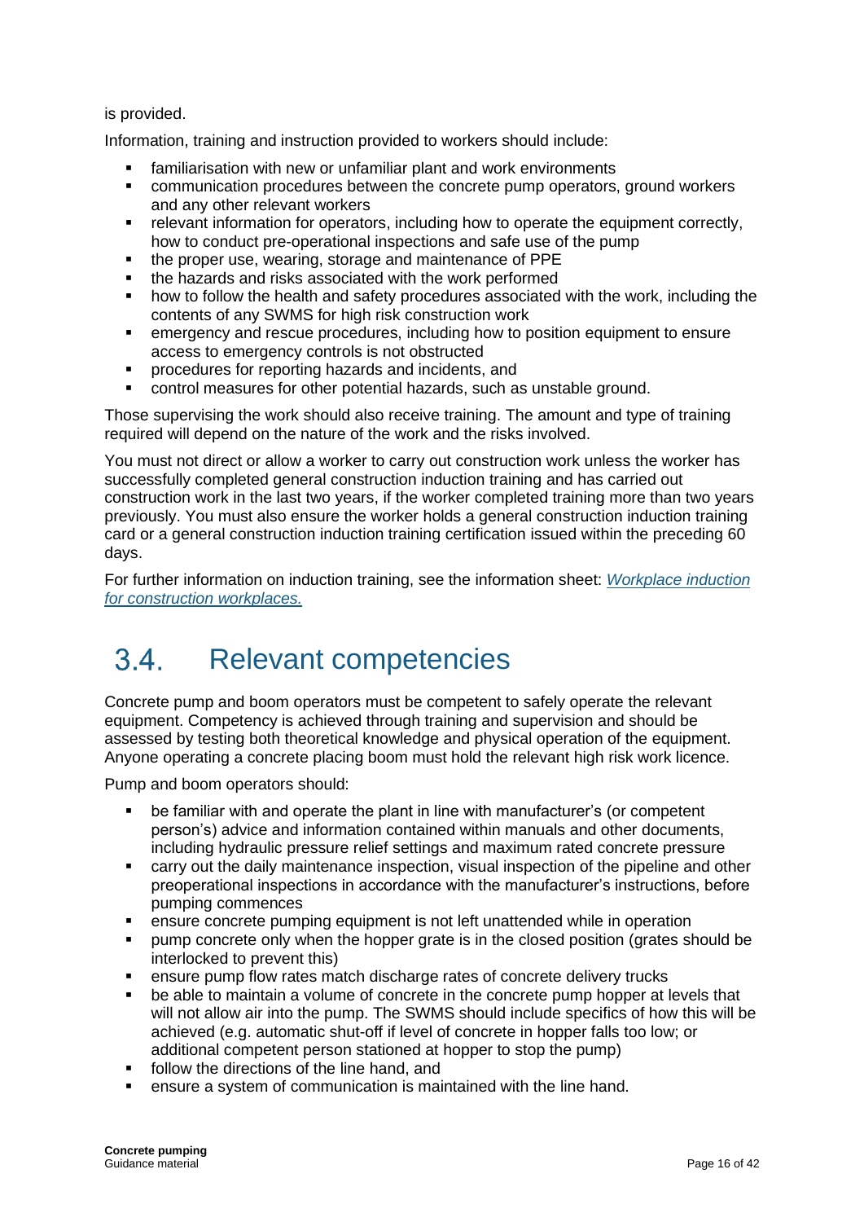is provided.

Information, training and instruction provided to workers should include:

- familiarisation with new or unfamiliar plant and work environments
- communication procedures between the concrete pump operators, ground workers and any other relevant workers
- relevant information for operators, including how to operate the equipment correctly, how to conduct pre-operational inspections and safe use of the pump
- the proper use, wearing, storage and maintenance of PPE
- the hazards and risks associated with the work performed
- how to follow the health and safety procedures associated with the work, including the contents of any SWMS for high risk construction work
- emergency and rescue procedures, including how to position equipment to ensure access to emergency controls is not obstructed
- procedures for reporting hazards and incidents, and
- control measures for other potential hazards, such as unstable ground.

Those supervising the work should also receive training. The amount and type of training required will depend on the nature of the work and the risks involved.

You must not direct or allow a worker to carry out construction work unless the worker has successfully completed general construction induction training and has carried out construction work in the last two years, if the worker completed training more than two years previously. You must also ensure the worker holds a general construction induction training card or a general construction induction training certification issued within the preceding 60 days.

For further information on induction training, see the information sheet: *Workplace induction for construction workplaces.*

## 3.4. Relevant competencies

Concrete pump and boom operators must be competent to safely operate the relevant equipment. Competency is achieved through training and supervision and should be assessed by testing both theoretical knowledge and physical operation of the equipment. Anyone operating a concrete placing boom must hold the relevant high risk work licence.

Pump and boom operators should:

- be familiar with and operate the plant in line with manufacturer's (or competent person's) advice and information contained within manuals and other documents, including hydraulic pressure relief settings and maximum rated concrete pressure
- carry out the daily maintenance inspection, visual inspection of the pipeline and other preoperational inspections in accordance with the manufacturer's instructions, before pumping commences
- ensure concrete pumping equipment is not left unattended while in operation
- pump concrete only when the hopper grate is in the closed position (grates should be interlocked to prevent this)
- ensure pump flow rates match discharge rates of concrete delivery trucks
- be able to maintain a volume of concrete in the concrete pump hopper at levels that will not allow air into the pump. The SWMS should include specifics of how this will be achieved (e.g. automatic shut-off if level of concrete in hopper falls too low; or additional competent person stationed at hopper to stop the pump)
- follow the directions of the line hand, and
- ensure a system of communication is maintained with the line hand.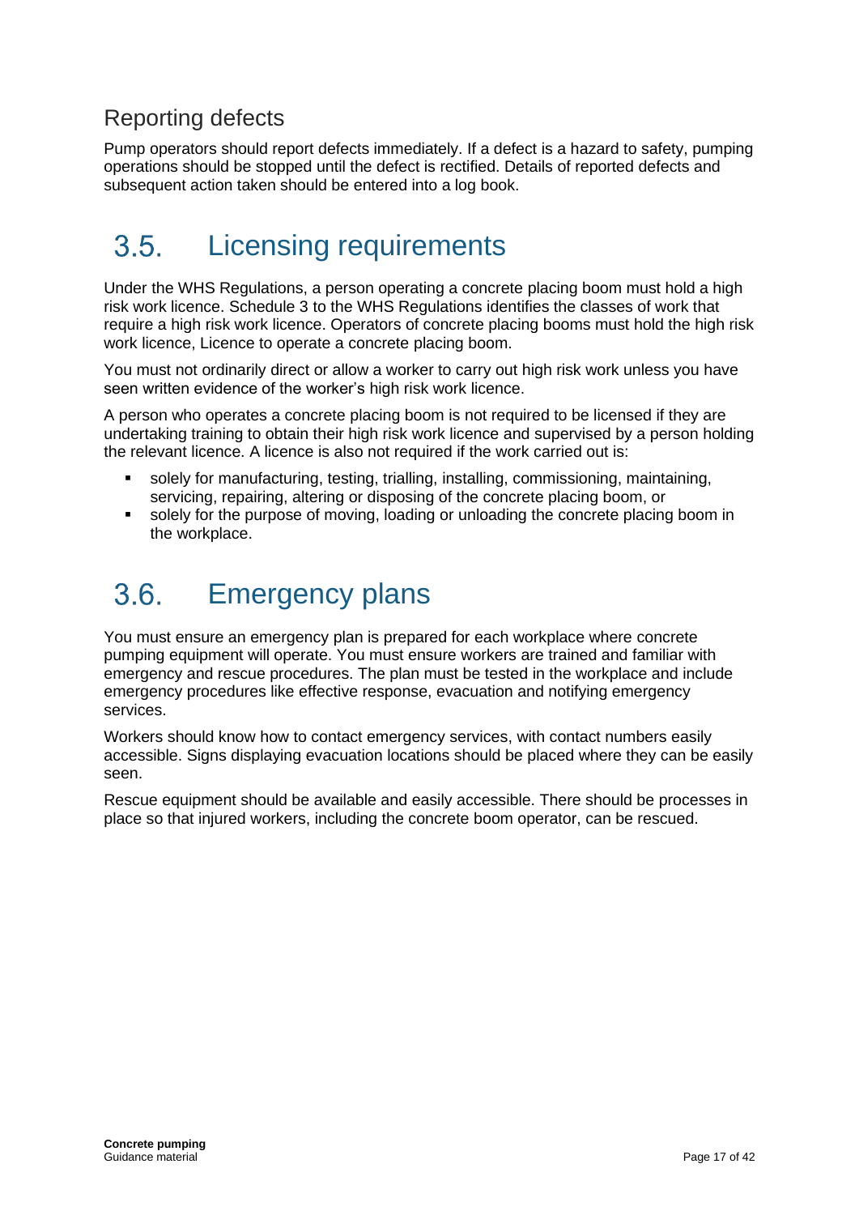### Reporting defects

Pump operators should report defects immediately. If a defect is a hazard to safety, pumping operations should be stopped until the defect is rectified. Details of reported defects and subsequent action taken should be entered into a log book.

## 3.5. Licensing requirements

Under the WHS Regulations, a person operating a concrete placing boom must hold a high risk work licence. Schedule 3 to the WHS Regulations identifies the classes of work that require a high risk work licence. Operators of concrete placing booms must hold the high risk work licence, Licence to operate a concrete placing boom.

You must not ordinarily direct or allow a worker to carry out high risk work unless you have seen written evidence of the worker's high risk work licence.

A person who operates a concrete placing boom is not required to be licensed if they are undertaking training to obtain their high risk work licence and supervised by a person holding the relevant licence. A licence is also not required if the work carried out is:

- solely for manufacturing, testing, trialling, installing, commissioning, maintaining, servicing, repairing, altering or disposing of the concrete placing boom, or
- solely for the purpose of moving, loading or unloading the concrete placing boom in the workplace.

## 3.6. Emergency plans

You must ensure an emergency plan is prepared for each workplace where concrete pumping equipment will operate. You must ensure workers are trained and familiar with emergency and rescue procedures. The plan must be tested in the workplace and include emergency procedures like effective response, evacuation and notifying emergency services.

Workers should know how to contact emergency services, with contact numbers easily accessible. Signs displaying evacuation locations should be placed where they can be easily seen.

Rescue equipment should be available and easily accessible. There should be processes in place so that injured workers, including the concrete boom operator, can be rescued.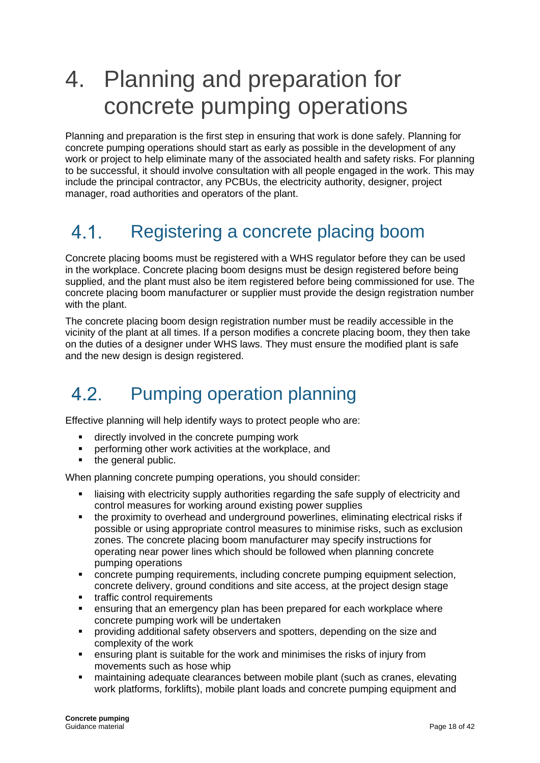# 4. Planning and preparation for concrete pumping operations

Planning and preparation is the first step in ensuring that work is done safely. Planning for concrete pumping operations should start as early as possible in the development of any work or project to help eliminate many of the associated health and safety risks. For planning to be successful, it should involve consultation with all people engaged in the work. This may include the principal contractor, any PCBUs, the electricity authority, designer, project manager, road authorities and operators of the plant.

## 4.1. Registering a concrete placing boom

Concrete placing booms must be registered with a WHS regulator before they can be used in the workplace. Concrete placing boom designs must be design registered before being supplied, and the plant must also be item registered before being commissioned for use. The concrete placing boom manufacturer or supplier must provide the design registration number with the plant.

The concrete placing boom design registration number must be readily accessible in the vicinity of the plant at all times. If a person modifies a concrete placing boom, they then take on the duties of a designer under WHS laws. They must ensure the modified plant is safe and the new design is design registered.

## 4.2. Pumping operation planning

Effective planning will help identify ways to protect people who are:

- directly involved in the concrete pumping work
- performing other work activities at the workplace, and
- the general public.

When planning concrete pumping operations, you should consider:

- liaising with electricity supply authorities regarding the safe supply of electricity and control measures for working around existing power supplies
- the proximity to overhead and underground powerlines, eliminating electrical risks if possible or using appropriate control measures to minimise risks, such as exclusion zones. The concrete placing boom manufacturer may specify instructions for operating near power lines which should be followed when planning concrete pumping operations
- concrete pumping requirements, including concrete pumping equipment selection, concrete delivery, ground conditions and site access, at the project design stage
- traffic control requirements
- ensuring that an emergency plan has been prepared for each workplace where concrete pumping work will be undertaken
- providing additional safety observers and spotters, depending on the size and complexity of the work
- ensuring plant is suitable for the work and minimises the risks of injury from movements such as hose whip
- maintaining adequate clearances between mobile plant (such as cranes, elevating work platforms, forklifts), mobile plant loads and concrete pumping equipment and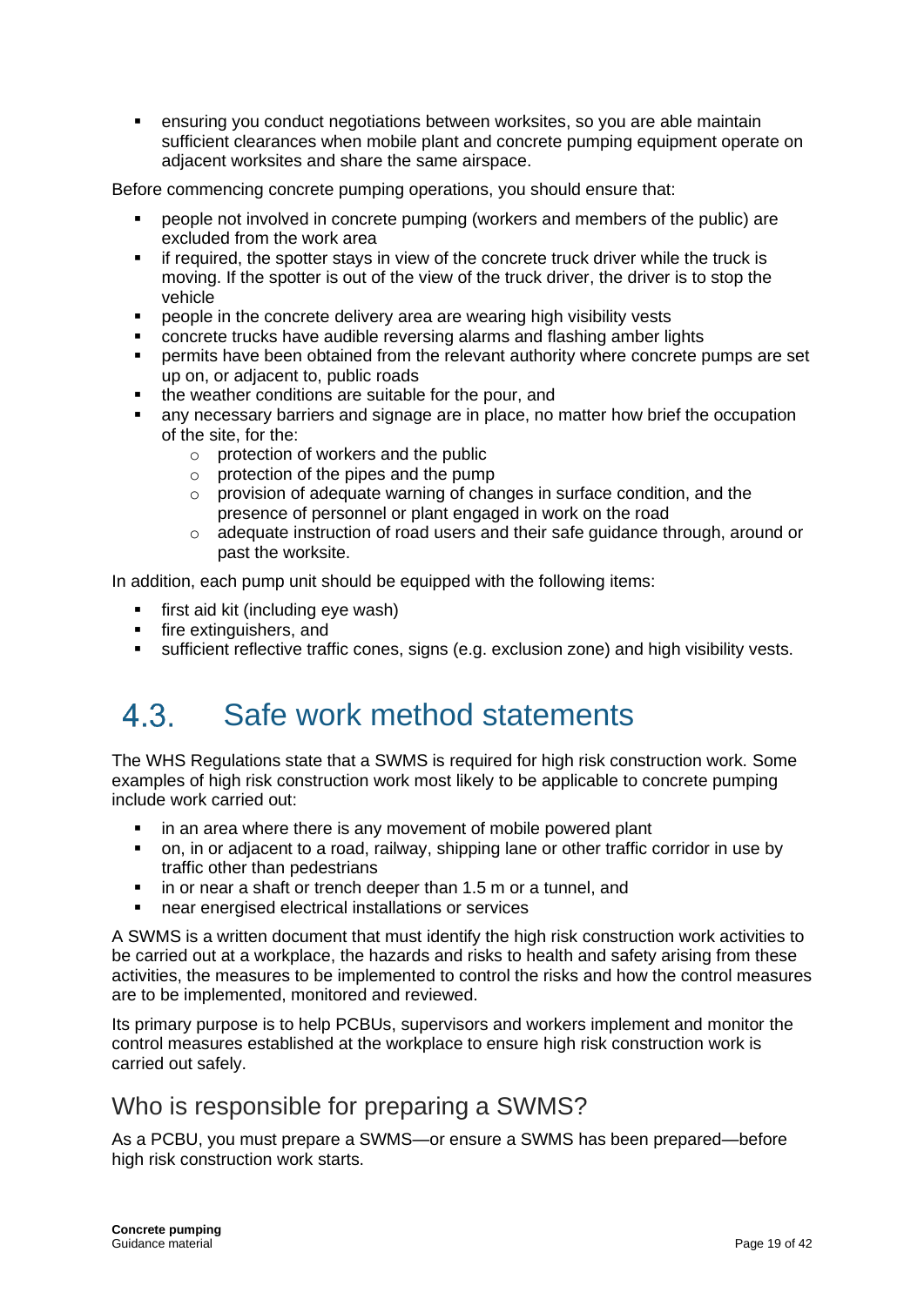- ensuring you conduct negotiations between worksites, so you are able maintain sufficient clearances when mobile plant and concrete pumping equipment operate on adjacent worksites and share the same airspace.

Before commencing concrete pumping operations, you should ensure that:

- people not involved in concrete pumping (workers and members of the public) are excluded from the work area
- if required, the spotter stays in view of the concrete truck driver while the truck is moving. If the spotter is out of the view of the truck driver, the driver is to stop the vehicle
- people in the concrete delivery area are wearing high visibility vests
- concrete trucks have audible reversing alarms and flashing amber lights
- permits have been obtained from the relevant authority where concrete pumps are set up on, or adjacent to, public roads
- the weather conditions are suitable for the pour, and
- any necessary barriers and signage are in place, no matter how brief the occupation of the site, for the:
  - protection of workers and the public
  - protection of the pipes and the pump
  - provision of adequate warning of changes in surface condition, and the presence of personnel or plant engaged in work on the road
  - adequate instruction of road users and their safe guidance through, around or past the worksite.

In addition, each pump unit should be equipped with the following items:

- first aid kit (including eye wash)
- fire extinguishers, and
- sufficient reflective traffic cones, signs (e.g. exclusion zone) and high visibility vests.

## 4.3. Safe work method statements

The WHS Regulations state that a SWMS is required for high risk construction work. Some examples of high risk construction work most likely to be applicable to concrete pumping include work carried out:

- in an area where there is any movement of mobile powered plant
- on, in or adjacent to a road, railway, shipping lane or other traffic corridor in use by traffic other than pedestrians
- in or near a shaft or trench deeper than 1.5 m or a tunnel, and
- near energised electrical installations or services

A SWMS is a written document that must identify the high risk construction work activities to be carried out at a workplace, the hazards and risks to health and safety arising from these activities, the measures to be implemented to control the risks and how the control measures are to be implemented, monitored and reviewed.

Its primary purpose is to help PCBUs, supervisors and workers implement and monitor the control measures established at the workplace to ensure high risk construction work is carried out safely.

### Who is responsible for preparing a SWMS?

As a PCBU, you must prepare a SWMS—or ensure a SWMS has been prepared—before high risk construction work starts.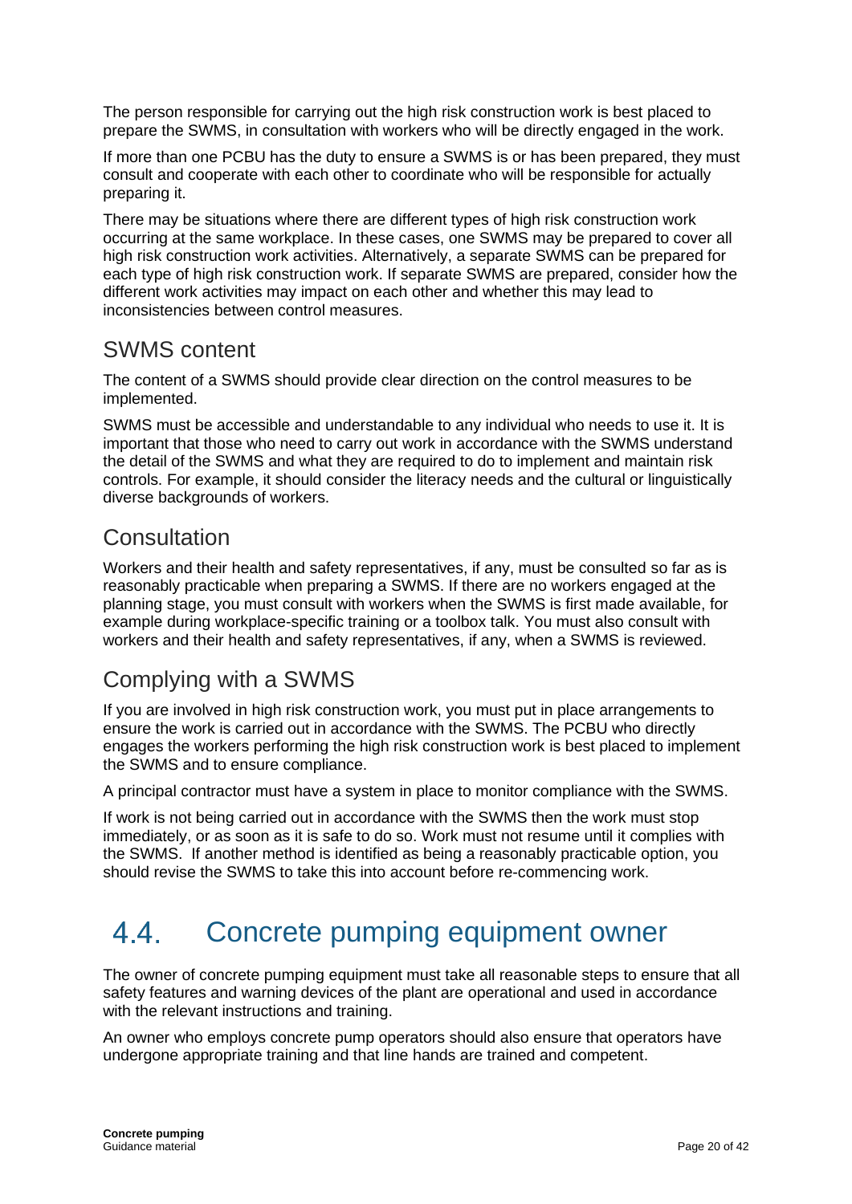The person responsible for carrying out the high risk construction work is best placed to prepare the SWMS, in consultation with workers who will be directly engaged in the work.

If more than one PCBU has the duty to ensure a SWMS is or has been prepared, they must consult and cooperate with each other to coordinate who will be responsible for actually preparing it.

There may be situations where there are different types of high risk construction work occurring at the same workplace. In these cases, one SWMS may be prepared to cover all high risk construction work activities. Alternatively, a separate SWMS can be prepared for each type of high risk construction work. If separate SWMS are prepared, consider how the different work activities may impact on each other and whether this may lead to inconsistencies between control measures.

### SWMS content

The content of a SWMS should provide clear direction on the control measures to be implemented.

SWMS must be accessible and understandable to any individual who needs to use it. It is important that those who need to carry out work in accordance with the SWMS understand the detail of the SWMS and what they are required to do to implement and maintain risk controls. For example, it should consider the literacy needs and the cultural or linguistically diverse backgrounds of workers.

### Consultation

Workers and their health and safety representatives, if any, must be consulted so far as is reasonably practicable when preparing a SWMS. If there are no workers engaged at the planning stage, you must consult with workers when the SWMS is first made available, for example during workplace-specific training or a toolbox talk. You must also consult with workers and their health and safety representatives, if any, when a SWMS is reviewed.

### Complying with a SWMS

If you are involved in high risk construction work, you must put in place arrangements to ensure the work is carried out in accordance with the SWMS. The PCBU who directly engages the workers performing the high risk construction work is best placed to implement the SWMS and to ensure compliance.

A principal contractor must have a system in place to monitor compliance with the SWMS.

If work is not being carried out in accordance with the SWMS then the work must stop immediately, or as soon as it is safe to do so. Work must not resume until it complies with the SWMS. If another method is identified as being a reasonably practicable option, you should revise the SWMS to take this into account before re-commencing work.

## 4.4. Concrete pumping equipment owner

The owner of concrete pumping equipment must take all reasonable steps to ensure that all safety features and warning devices of the plant are operational and used in accordance with the relevant instructions and training.

An owner who employs concrete pump operators should also ensure that operators have undergone appropriate training and that line hands are trained and competent.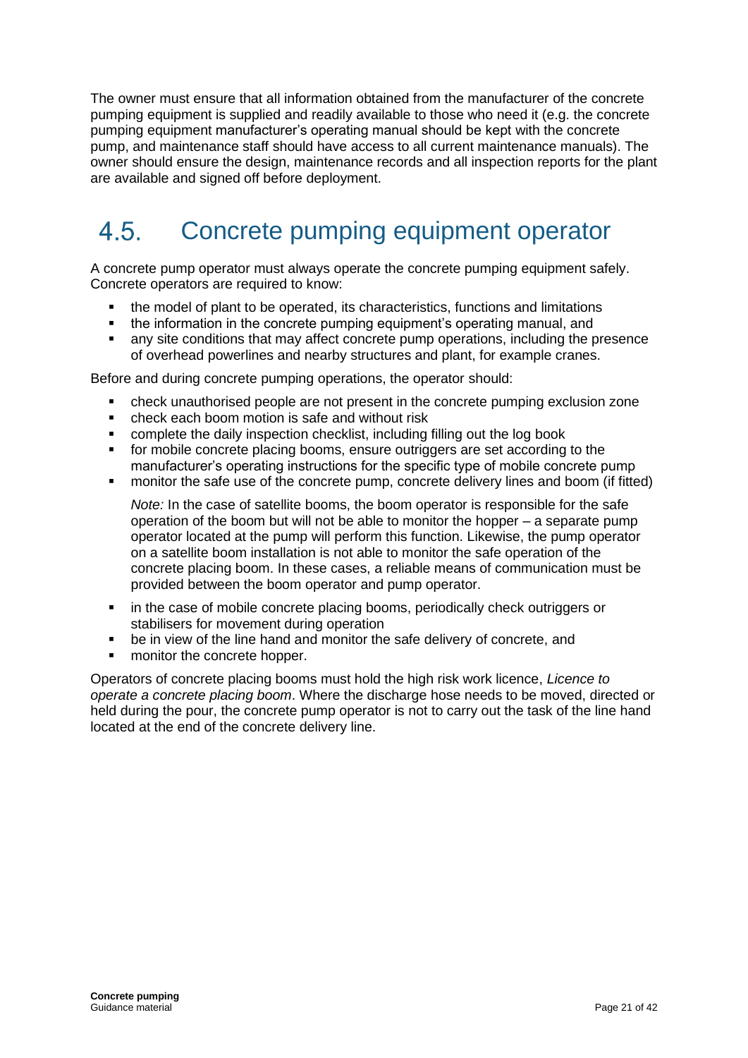The owner must ensure that all information obtained from the manufacturer of the concrete pumping equipment is supplied and readily available to those who need it (e.g. the concrete pumping equipment manufacturer's operating manual should be kept with the concrete pump, and maintenance staff should have access to all current maintenance manuals). The owner should ensure the design, maintenance records and all inspection reports for the plant are available and signed off before deployment.

## 4.5. Concrete pumping equipment operator

A concrete pump operator must always operate the concrete pumping equipment safely. Concrete operators are required to know:

- the model of plant to be operated, its characteristics, functions and limitations
- the information in the concrete pumping equipment's operating manual, and
- any site conditions that may affect concrete pump operations, including the presence of overhead powerlines and nearby structures and plant, for example cranes.

Before and during concrete pumping operations, the operator should:

- check unauthorised people are not present in the concrete pumping exclusion zone
- check each boom motion is safe and without risk
- complete the daily inspection checklist, including filling out the log book
- for mobile concrete placing booms, ensure outriggers are set according to the manufacturer's operating instructions for the specific type of mobile concrete pump
- monitor the safe use of the concrete pump, concrete delivery lines and boom (if fitted)

  *Note:* In the case of satellite booms, the boom operator is responsible for the safe operation of the boom but will not be able to monitor the hopper – a separate pump operator located at the pump will perform this function. Likewise, the pump operator on a satellite boom installation is not able to monitor the safe operation of the concrete placing boom. In these cases, a reliable means of communication must be provided between the boom operator and pump operator.

- in the case of mobile concrete placing booms, periodically check outriggers or stabilisers for movement during operation
- be in view of the line hand and monitor the safe delivery of concrete, and
- monitor the concrete hopper.

Operators of concrete placing booms must hold the high risk work licence, *Licence to operate a concrete placing boom*. Where the discharge hose needs to be moved, directed or held during the pour, the concrete pump operator is not to carry out the task of the line hand located at the end of the concrete delivery line.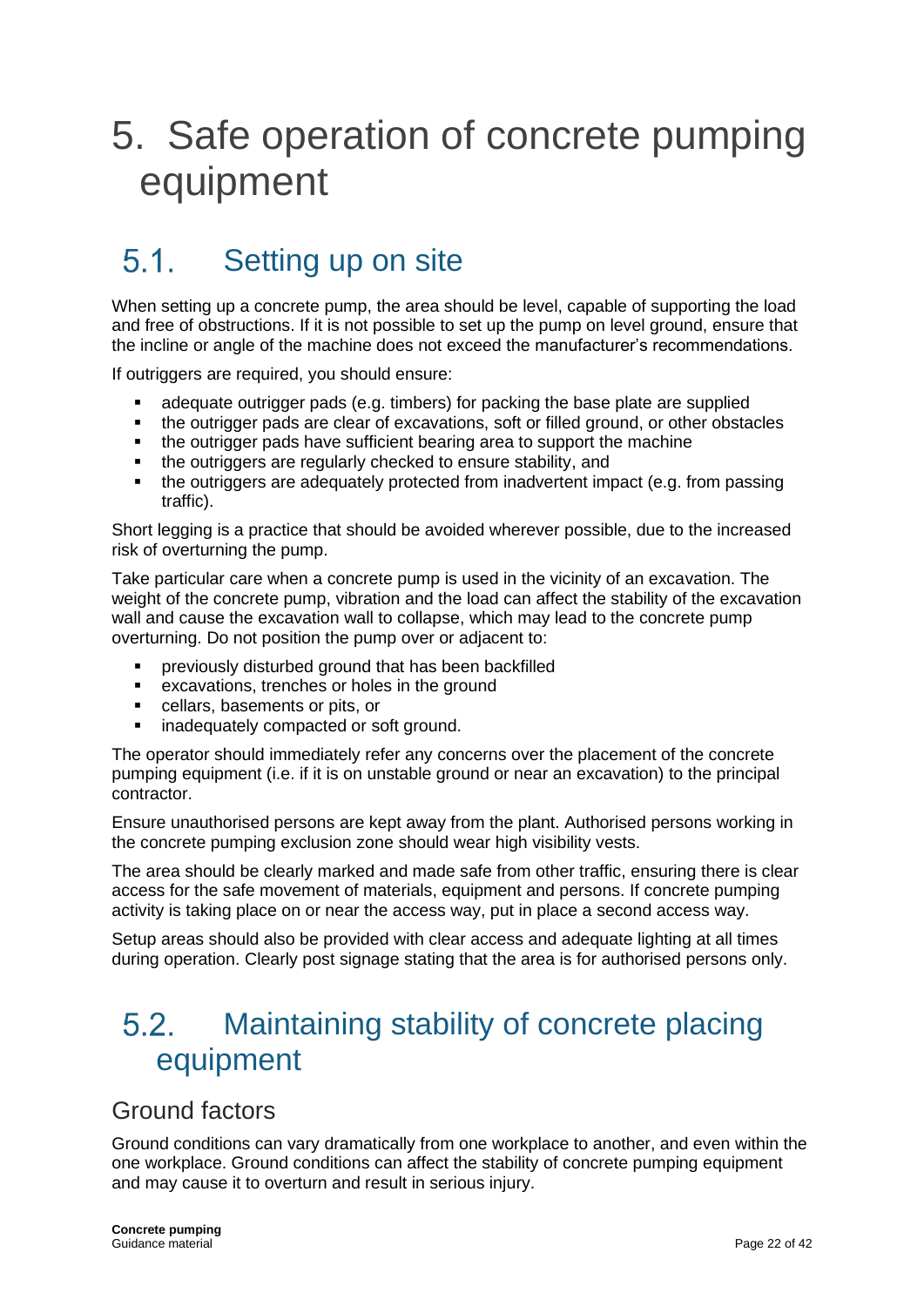# 5. Safe operation of concrete pumping equipment

## 5.1. Setting up on site

When setting up a concrete pump, the area should be level, capable of supporting the load and free of obstructions. If it is not possible to set up the pump on level ground, ensure that the incline or angle of the machine does not exceed the manufacturer's recommendations.

If outriggers are required, you should ensure:

- adequate outrigger pads (e.g. timbers) for packing the base plate are supplied
- the outrigger pads are clear of excavations, soft or filled ground, or other obstacles
- the outrigger pads have sufficient bearing area to support the machine
- the outriggers are regularly checked to ensure stability, and
- the outriggers are adequately protected from inadvertent impact (e.g. from passing traffic).

Short legging is a practice that should be avoided wherever possible, due to the increased risk of overturning the pump.

Take particular care when a concrete pump is used in the vicinity of an excavation. The weight of the concrete pump, vibration and the load can affect the stability of the excavation wall and cause the excavation wall to collapse, which may lead to the concrete pump overturning. Do not position the pump over or adjacent to:

- previously disturbed ground that has been backfilled
- excavations, trenches or holes in the ground
- cellars, basements or pits, or
- inadequately compacted or soft ground.

The operator should immediately refer any concerns over the placement of the concrete pumping equipment (i.e. if it is on unstable ground or near an excavation) to the principal contractor.

Ensure unauthorised persons are kept away from the plant. Authorised persons working in the concrete pumping exclusion zone should wear high visibility vests.

The area should be clearly marked and made safe from other traffic, ensuring there is clear access for the safe movement of materials, equipment and persons. If concrete pumping activity is taking place on or near the access way, put in place a second access way.

Setup areas should also be provided with clear access and adequate lighting at all times during operation. Clearly post signage stating that the area is for authorised persons only.

## 5.2. Maintaining stability of concrete placing equipment

### Ground factors

Ground conditions can vary dramatically from one workplace to another, and even within the one workplace. Ground conditions can affect the stability of concrete pumping equipment and may cause it to overturn and result in serious injury.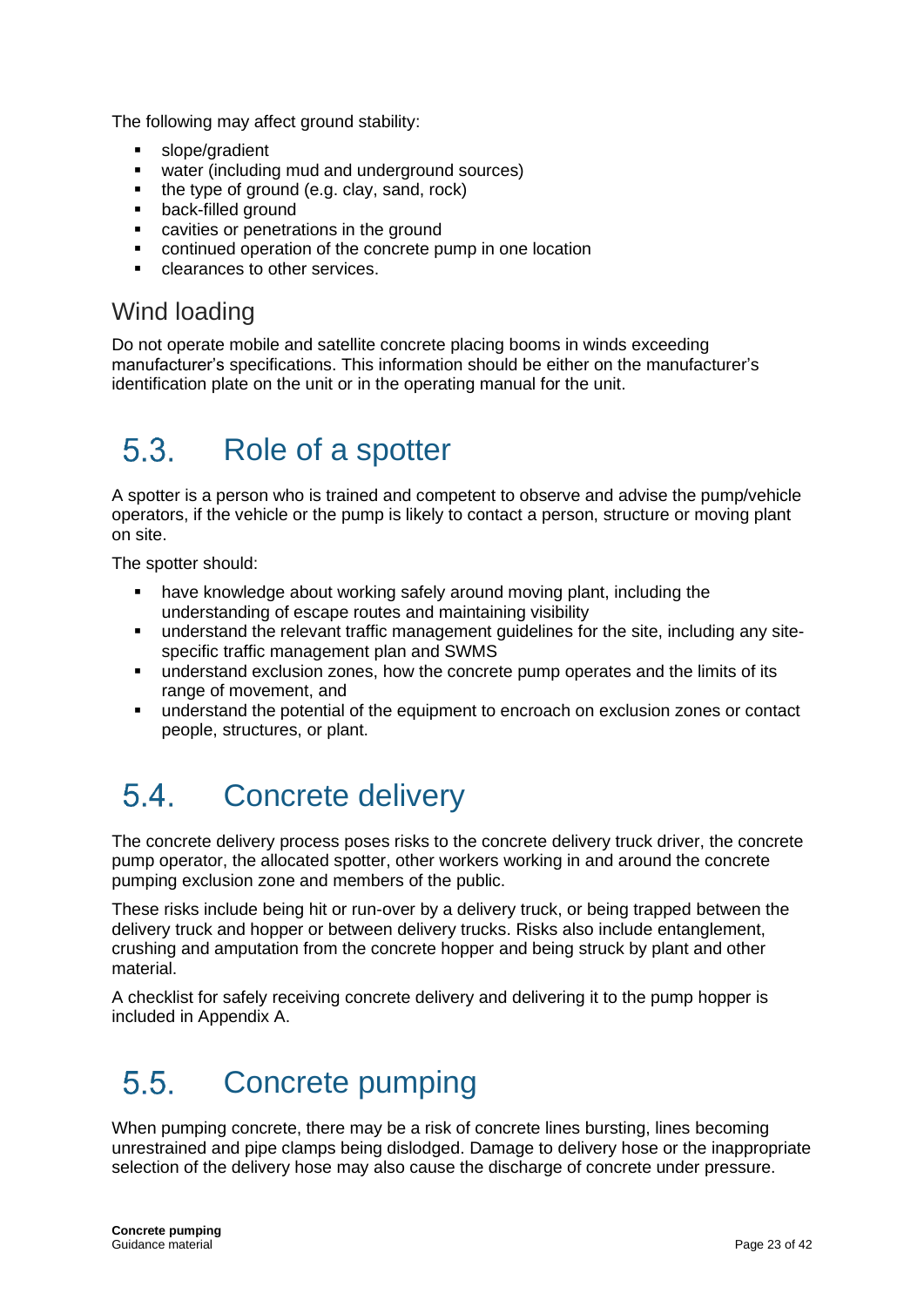The following may affect ground stability:

- slope/gradient
- water (including mud and underground sources)
- the type of ground (e.g. clay, sand, rock)
- back-filled ground
- cavities or penetrations in the ground
- continued operation of the concrete pump in one location
- clearances to other services.

### Wind loading

Do not operate mobile and satellite concrete placing booms in winds exceeding manufacturer's specifications. This information should be either on the manufacturer's identification plate on the unit or in the operating manual for the unit.

## 5.3. Role of a spotter

A spotter is a person who is trained and competent to observe and advise the pump/vehicle operators, if the vehicle or the pump is likely to contact a person, structure or moving plant on site.

The spotter should:

- have knowledge about working safely around moving plant, including the understanding of escape routes and maintaining visibility
- understand the relevant traffic management guidelines for the site, including any site-specific traffic management plan and SWMS
- understand exclusion zones, how the concrete pump operates and the limits of its range of movement, and
- understand the potential of the equipment to encroach on exclusion zones or contact people, structures, or plant.

## 5.4. Concrete delivery

The concrete delivery process poses risks to the concrete delivery truck driver, the concrete pump operator, the allocated spotter, other workers working in and around the concrete pumping exclusion zone and members of the public.

These risks include being hit or run-over by a delivery truck, or being trapped between the delivery truck and hopper or between delivery trucks. Risks also include entanglement, crushing and amputation from the concrete hopper and being struck by plant and other material.

A checklist for safely receiving concrete delivery and delivering it to the pump hopper is included in Appendix A.

## 5.5. Concrete pumping

When pumping concrete, there may be a risk of concrete lines bursting, lines becoming unrestrained and pipe clamps being dislodged. Damage to delivery hose or the inappropriate selection of the delivery hose may also cause the discharge of concrete under pressure.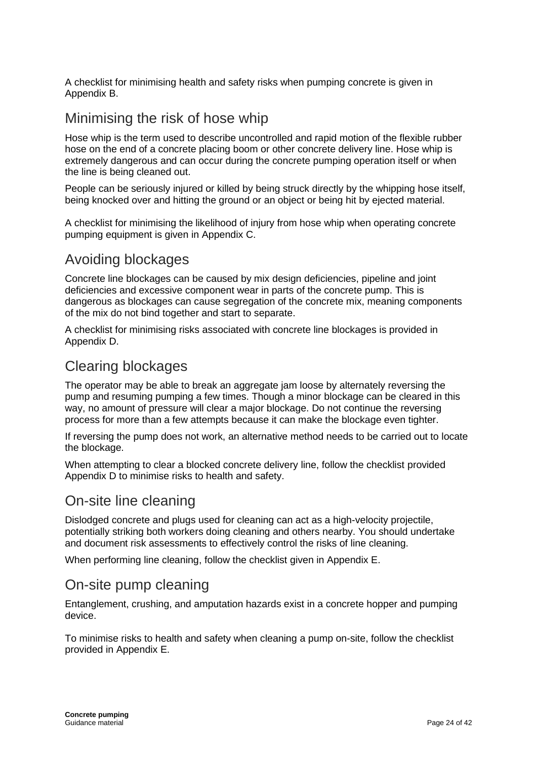A checklist for minimising health and safety risks when pumping concrete is given in Appendix B.

## Minimising the risk of hose whip

Hose whip is the term used to describe uncontrolled and rapid motion of the flexible rubber hose on the end of a concrete placing boom or other concrete delivery line. Hose whip is extremely dangerous and can occur during the concrete pumping operation itself or when the line is being cleaned out.

People can be seriously injured or killed by being struck directly by the whipping hose itself, being knocked over and hitting the ground or an object or being hit by ejected material.

A checklist for minimising the likelihood of injury from hose whip when operating concrete pumping equipment is given in Appendix C.

## Avoiding blockages

Concrete line blockages can be caused by mix design deficiencies, pipeline and joint deficiencies and excessive component wear in parts of the concrete pump. This is dangerous as blockages can cause segregation of the concrete mix, meaning components of the mix do not bind together and start to separate.

A checklist for minimising risks associated with concrete line blockages is provided in Appendix D.

## Clearing blockages

The operator may be able to break an aggregate jam loose by alternately reversing the pump and resuming pumping a few times. Though a minor blockage can be cleared in this way, no amount of pressure will clear a major blockage. Do not continue the reversing process for more than a few attempts because it can make the blockage even tighter.

If reversing the pump does not work, an alternative method needs to be carried out to locate the blockage.

When attempting to clear a blocked concrete delivery line, follow the checklist provided Appendix D to minimise risks to health and safety.

## On-site line cleaning

Dislodged concrete and plugs used for cleaning can act as a high-velocity projectile, potentially striking both workers doing cleaning and others nearby. You should undertake and document risk assessments to effectively control the risks of line cleaning.

When performing line cleaning, follow the checklist given in Appendix E.

## On-site pump cleaning

Entanglement, crushing, and amputation hazards exist in a concrete hopper and pumping device.

To minimise risks to health and safety when cleaning a pump on-site, follow the checklist provided in Appendix E.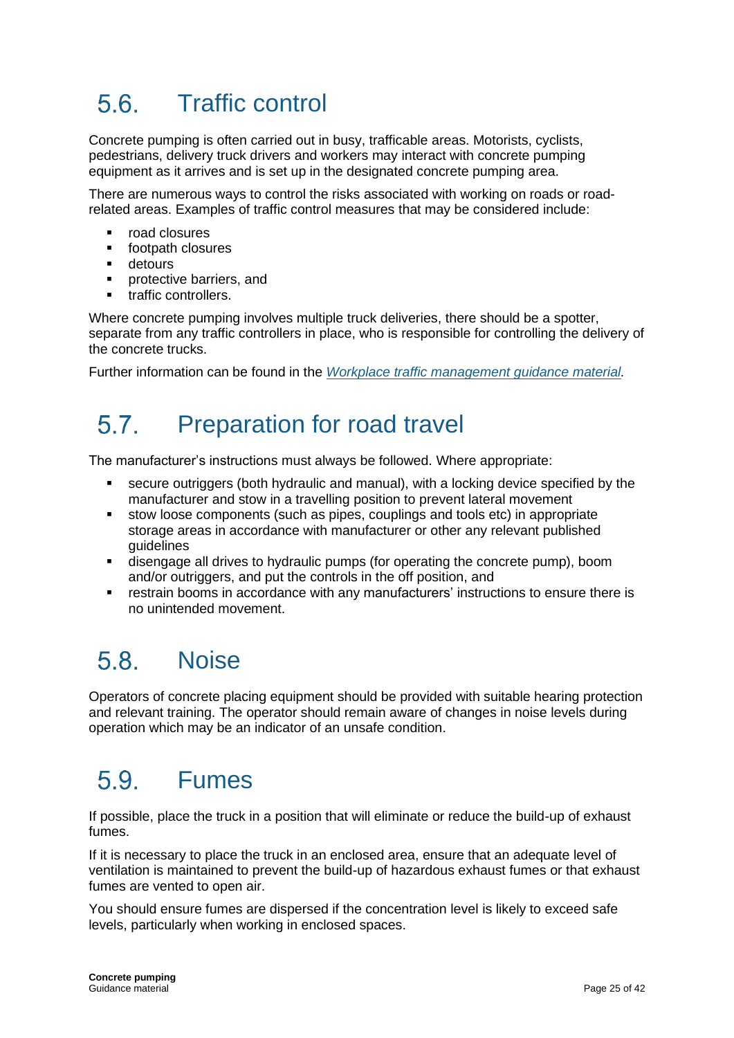## 5.6. Traffic control

Concrete pumping is often carried out in busy, trafficable areas. Motorists, cyclists, pedestrians, delivery truck drivers and workers may interact with concrete pumping equipment as it arrives and is set up in the designated concrete pumping area.

There are numerous ways to control the risks associated with working on roads or road-related areas. Examples of traffic control measures that may be considered include:

- road closures
- footpath closures
- detours
- protective barriers, and
- traffic controllers.

Where concrete pumping involves multiple truck deliveries, there should be a spotter, separate from any traffic controllers in place, who is responsible for controlling the delivery of the concrete trucks.

Further information can be found in the *Workplace traffic management guidance material.*

## 5.7. Preparation for road travel

The manufacturer's instructions must always be followed. Where appropriate:

- secure outriggers (both hydraulic and manual), with a locking device specified by the manufacturer and stow in a travelling position to prevent lateral movement
- stow loose components (such as pipes, couplings and tools etc) in appropriate storage areas in accordance with manufacturer or other any relevant published guidelines
- disengage all drives to hydraulic pumps (for operating the concrete pump), boom and/or outriggers, and put the controls in the off position, and
- restrain booms in accordance with any manufacturers' instructions to ensure there is no unintended movement.

## 5.8. Noise

Operators of concrete placing equipment should be provided with suitable hearing protection and relevant training. The operator should remain aware of changes in noise levels during operation which may be an indicator of an unsafe condition.

## 5.9. Fumes

If possible, place the truck in a position that will eliminate or reduce the build-up of exhaust fumes.

If it is necessary to place the truck in an enclosed area, ensure that an adequate level of ventilation is maintained to prevent the build-up of hazardous exhaust fumes or that exhaust fumes are vented to open air.

You should ensure fumes are dispersed if the concentration level is likely to exceed safe levels, particularly when working in enclosed spaces.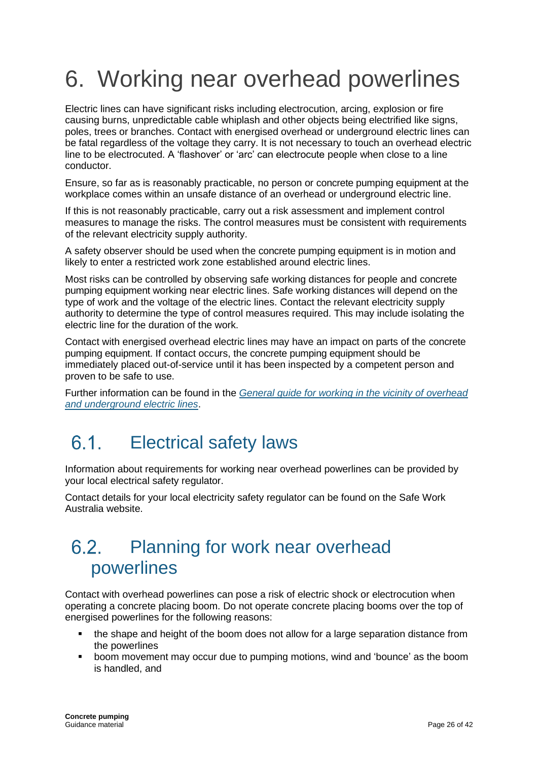# 6. Working near overhead powerlines

Electric lines can have significant risks including electrocution, arcing, explosion or fire causing burns, unpredictable cable whiplash and other objects being electrified like signs, poles, trees or branches. Contact with energised overhead or underground electric lines can be fatal regardless of the voltage they carry. It is not necessary to touch an overhead electric line to be electrocuted. A 'flashover' or 'arc' can electrocute people when close to a line conductor.

Ensure, so far as is reasonably practicable, no person or concrete pumping equipment at the workplace comes within an unsafe distance of an overhead or underground electric line.

If this is not reasonably practicable, carry out a risk assessment and implement control measures to manage the risks. The control measures must be consistent with requirements of the relevant electricity supply authority.

A safety observer should be used when the concrete pumping equipment is in motion and likely to enter a restricted work zone established around electric lines.

Most risks can be controlled by observing safe working distances for people and concrete pumping equipment working near electric lines. Safe working distances will depend on the type of work and the voltage of the electric lines. Contact the relevant electricity supply authority to determine the type of control measures required. This may include isolating the electric line for the duration of the work.

Contact with energised overhead electric lines may have an impact on parts of the concrete pumping equipment. If contact occurs, the concrete pumping equipment should be immediately placed out-of-service until it has been inspected by a competent person and proven to be safe to use.

Further information can be found in the *General guide for working in the vicinity of overhead and underground electric lines*.

## 6.1. Electrical safety laws

Information about requirements for working near overhead powerlines can be provided by your local electrical safety regulator.

Contact details for your local electricity safety regulator can be found on the Safe Work Australia website.

## 6.2. Planning for work near overhead powerlines

Contact with overhead powerlines can pose a risk of electric shock or electrocution when operating a concrete placing boom. Do not operate concrete placing booms over the top of energised powerlines for the following reasons:

- the shape and height of the boom does not allow for a large separation distance from the powerlines
- boom movement may occur due to pumping motions, wind and 'bounce' as the boom is handled, and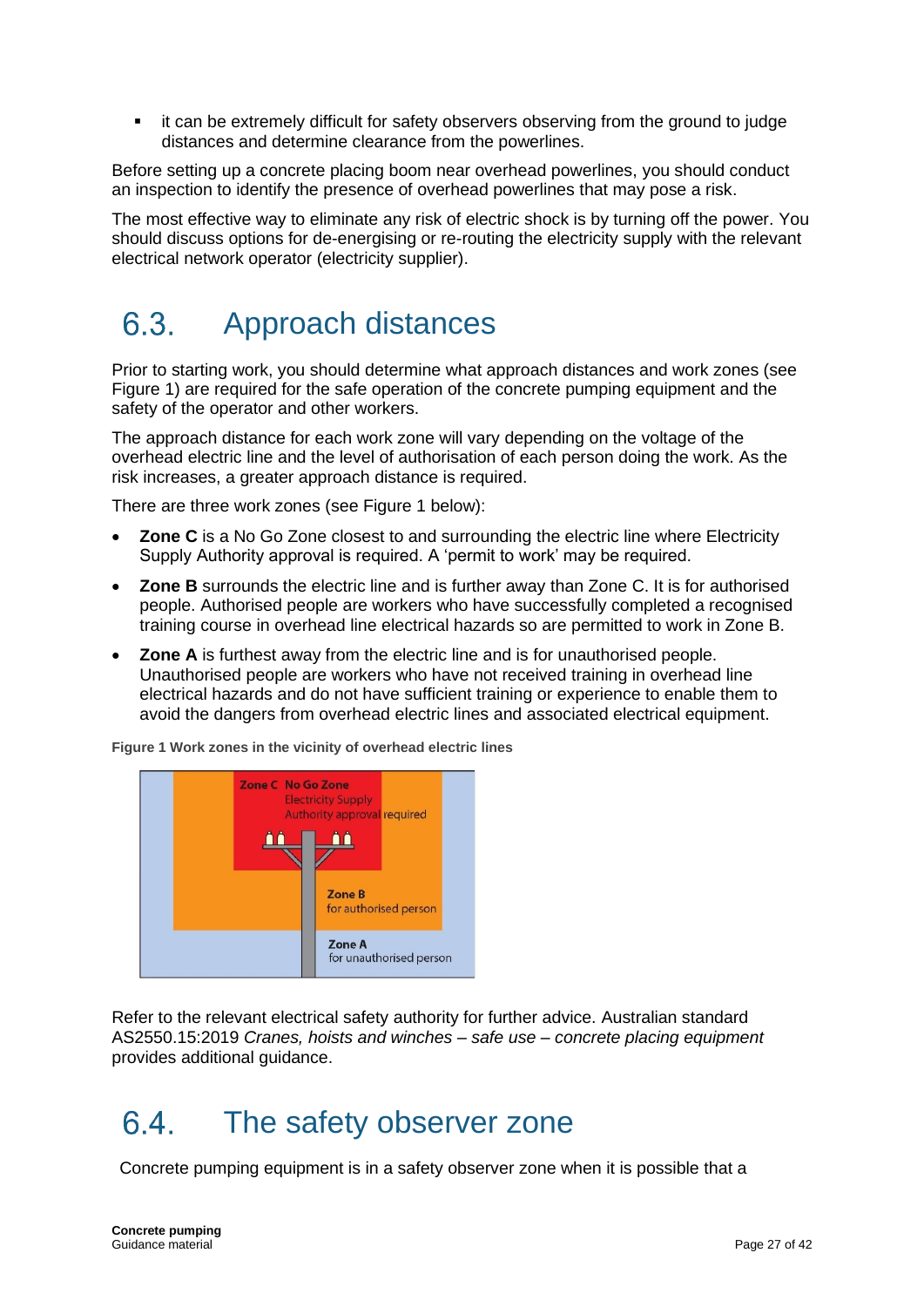- it can be extremely difficult for safety observers observing from the ground to judge distances and determine clearance from the powerlines.

Before setting up a concrete placing boom near overhead powerlines, you should conduct an inspection to identify the presence of overhead powerlines that may pose a risk.

The most effective way to eliminate any risk of electric shock is by turning off the power. You should discuss options for de-energising or re-routing the electricity supply with the relevant electrical network operator (electricity supplier).

## 6.3. Approach distances

Prior to starting work, you should determine what approach distances and work zones (see Figure 1) are required for the safe operation of the concrete pumping equipment and the safety of the operator and other workers.

The approach distance for each work zone will vary depending on the voltage of the overhead electric line and the level of authorisation of each person doing the work. As the risk increases, a greater approach distance is required.

There are three work zones (see Figure 1 below):

- **Zone C** is a No Go Zone closest to and surrounding the electric line where Electricity Supply Authority approval is required. A 'permit to work' may be required.
- **Zone B** surrounds the electric line and is further away than Zone C. It is for authorised people. Authorised people are workers who have successfully completed a recognised training course in overhead line electrical hazards so are permitted to work in Zone B.
- **Zone A** is furthest away from the electric line and is for unauthorised people. Unauthorised people are workers who have not received training in overhead line electrical hazards and do not have sufficient training or experience to enable them to avoid the dangers from overhead electric lines and associated electrical equipment.

**Figure 1 Work zones in the vicinity of overhead electric lines**

Zone C No Go Zone
Electricity Supply Authority approval required

Zone B
for authorised person

Zone A
for unauthorised person

Refer to the relevant electrical safety authority for further advice. Australian standard AS2550.15:2019 *Cranes, hoists and winches – safe use – concrete placing equipment* provides additional guidance.

## 6.4. The safety observer zone

Concrete pumping equipment is in a safety observer zone when it is possible that a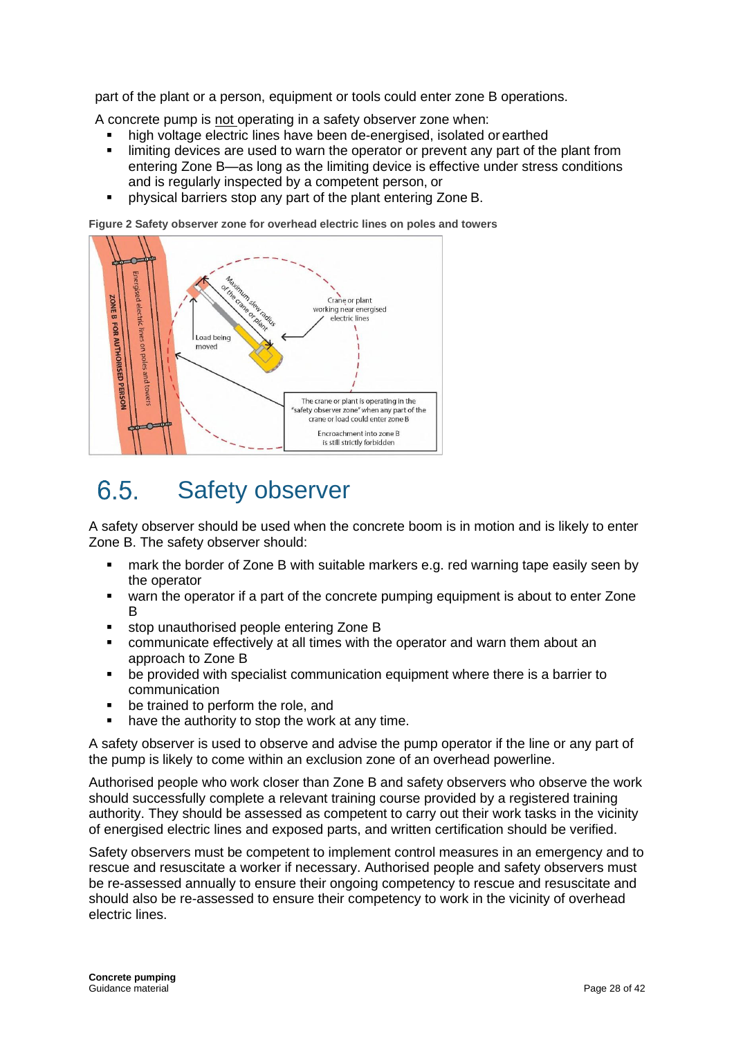part of the plant or a person, equipment or tools could enter zone B operations.

A concrete pump is not operating in a safety observer zone when:

- high voltage electric lines have been de-energised, isolated or earthed
- limiting devices are used to warn the operator or prevent any part of the plant from entering Zone B—as long as the limiting device is effective under stress conditions and is regularly inspected by a competent person, or
- physical barriers stop any part of the plant entering Zone B.

**Figure 2 Safety observer zone for overhead electric lines on poles and towers**

## 6.5. Safety observer

A safety observer should be used when the concrete boom is in motion and is likely to enter Zone B. The safety observer should:

- mark the border of Zone B with suitable markers e.g. red warning tape easily seen by the operator
- warn the operator if a part of the concrete pumping equipment is about to enter Zone B
- stop unauthorised people entering Zone B
- communicate effectively at all times with the operator and warn them about an approach to Zone B
- be provided with specialist communication equipment where there is a barrier to communication
- be trained to perform the role, and
- have the authority to stop the work at any time.

A safety observer is used to observe and advise the pump operator if the line or any part of the pump is likely to come within an exclusion zone of an overhead powerline.

Authorised people who work closer than Zone B and safety observers who observe the work should successfully complete a relevant training course provided by a registered training authority. They should be assessed as competent to carry out their work tasks in the vicinity of energised electric lines and exposed parts, and written certification should be verified.

Safety observers must be competent to implement control measures in an emergency and to rescue and resuscitate a worker if necessary. Authorised people and safety observers must be re-assessed annually to ensure their ongoing competency to rescue and resuscitate and should also be re-assessed to ensure their competency to work in the vicinity of overhead electric lines.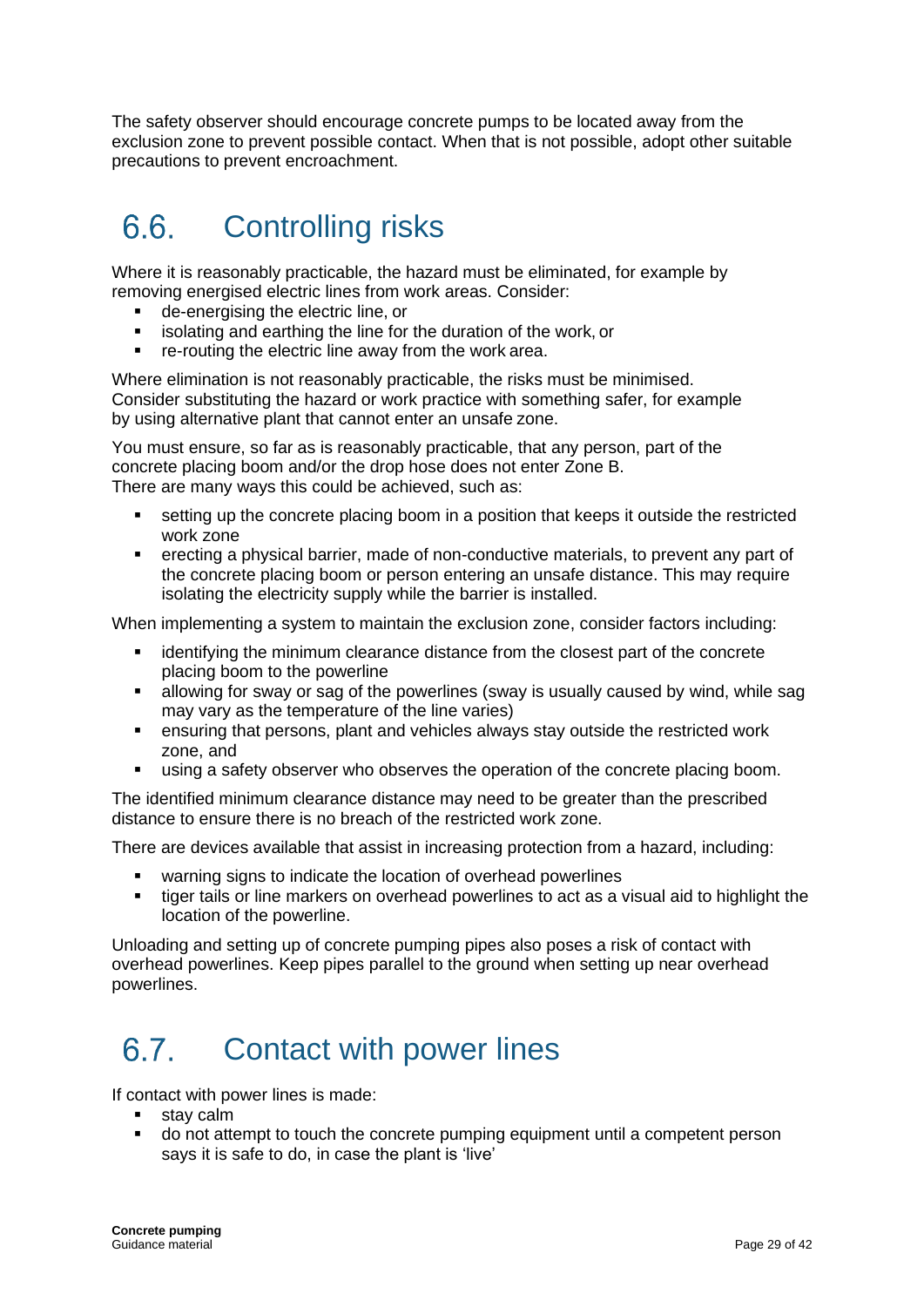The safety observer should encourage concrete pumps to be located away from the exclusion zone to prevent possible contact. When that is not possible, adopt other suitable precautions to prevent encroachment.

## 6.6. Controlling risks

Where it is reasonably practicable, the hazard must be eliminated, for example by removing energised electric lines from work areas. Consider:

- de-energising the electric line, or
- isolating and earthing the line for the duration of the work, or
- re-routing the electric line away from the work area.

Where elimination is not reasonably practicable, the risks must be minimised. Consider substituting the hazard or work practice with something safer, for example by using alternative plant that cannot enter an unsafe zone.

You must ensure, so far as is reasonably practicable, that any person, part of the concrete placing boom and/or the drop hose does not enter Zone B. There are many ways this could be achieved, such as:

- setting up the concrete placing boom in a position that keeps it outside the restricted work zone
- erecting a physical barrier, made of non-conductive materials, to prevent any part of the concrete placing boom or person entering an unsafe distance. This may require isolating the electricity supply while the barrier is installed.

When implementing a system to maintain the exclusion zone, consider factors including:

- identifying the minimum clearance distance from the closest part of the concrete placing boom to the powerline
- allowing for sway or sag of the powerlines (sway is usually caused by wind, while sag may vary as the temperature of the line varies)
- ensuring that persons, plant and vehicles always stay outside the restricted work zone, and
- using a safety observer who observes the operation of the concrete placing boom.

The identified minimum clearance distance may need to be greater than the prescribed distance to ensure there is no breach of the restricted work zone.

There are devices available that assist in increasing protection from a hazard, including:

- warning signs to indicate the location of overhead powerlines
- tiger tails or line markers on overhead powerlines to act as a visual aid to highlight the location of the powerline.

Unloading and setting up of concrete pumping pipes also poses a risk of contact with overhead powerlines. Keep pipes parallel to the ground when setting up near overhead powerlines.

## 6.7. Contact with power lines

If contact with power lines is made:

- stay calm
- do not attempt to touch the concrete pumping equipment until a competent person says it is safe to do, in case the plant is 'live'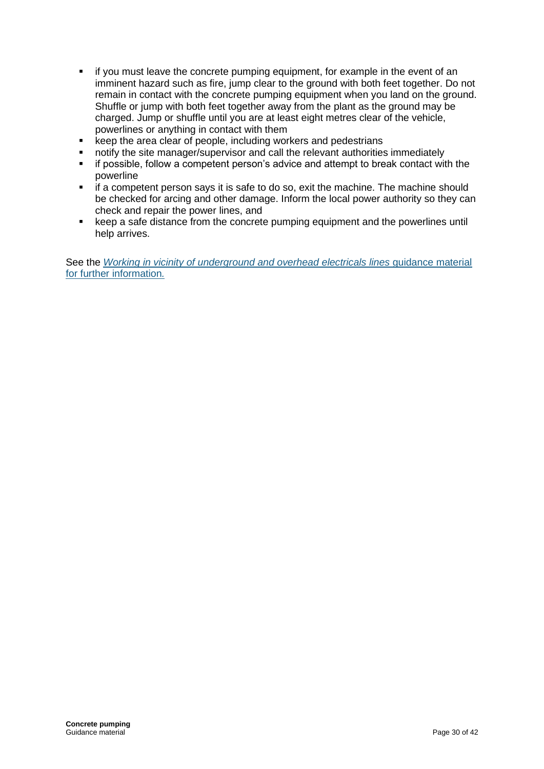- if you must leave the concrete pumping equipment, for example in the event of an imminent hazard such as fire, jump clear to the ground with both feet together. Do not remain in contact with the concrete pumping equipment when you land on the ground. Shuffle or jump with both feet together away from the plant as the ground may be charged. Jump or shuffle until you are at least eight metres clear of the vehicle, powerlines or anything in contact with them
- keep the area clear of people, including workers and pedestrians
- notify the site manager/supervisor and call the relevant authorities immediately
- if possible, follow a competent person's advice and attempt to break contact with the powerline
- if a competent person says it is safe to do so, exit the machine. The machine should be checked for arcing and other damage. Inform the local power authority so they can check and repair the power lines, and
- keep a safe distance from the concrete pumping equipment and the powerlines until help arrives.

See the *Working in vicinity of underground and overhead electricals lines* guidance material for further information.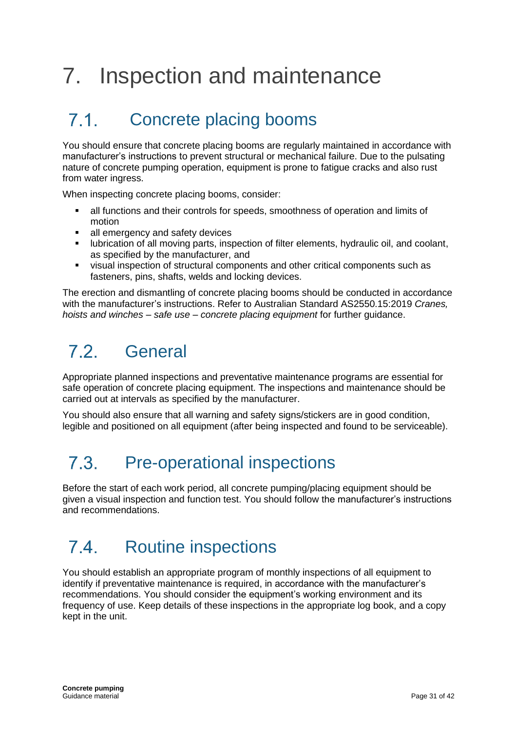# 7. Inspection and maintenance

## 7.1. Concrete placing booms

You should ensure that concrete placing booms are regularly maintained in accordance with manufacturer's instructions to prevent structural or mechanical failure. Due to the pulsating nature of concrete pumping operation, equipment is prone to fatigue cracks and also rust from water ingress.

When inspecting concrete placing booms, consider:

- all functions and their controls for speeds, smoothness of operation and limits of motion
- all emergency and safety devices
- lubrication of all moving parts, inspection of filter elements, hydraulic oil, and coolant, as specified by the manufacturer, and
- visual inspection of structural components and other critical components such as fasteners, pins, shafts, welds and locking devices.

The erection and dismantling of concrete placing booms should be conducted in accordance with the manufacturer's instructions. Refer to Australian Standard AS2550.15:2019 *Cranes, hoists and winches – safe use – concrete placing equipment* for further guidance.

## 7.2. General

Appropriate planned inspections and preventative maintenance programs are essential for safe operation of concrete placing equipment. The inspections and maintenance should be carried out at intervals as specified by the manufacturer.

You should also ensure that all warning and safety signs/stickers are in good condition, legible and positioned on all equipment (after being inspected and found to be serviceable).

## 7.3. Pre-operational inspections

Before the start of each work period, all concrete pumping/placing equipment should be given a visual inspection and function test. You should follow the manufacturer's instructions and recommendations.

## 7.4. Routine inspections

You should establish an appropriate program of monthly inspections of all equipment to identify if preventative maintenance is required, in accordance with the manufacturer's recommendations. You should consider the equipment's working environment and its frequency of use. Keep details of these inspections in the appropriate log book, and a copy kept in the unit.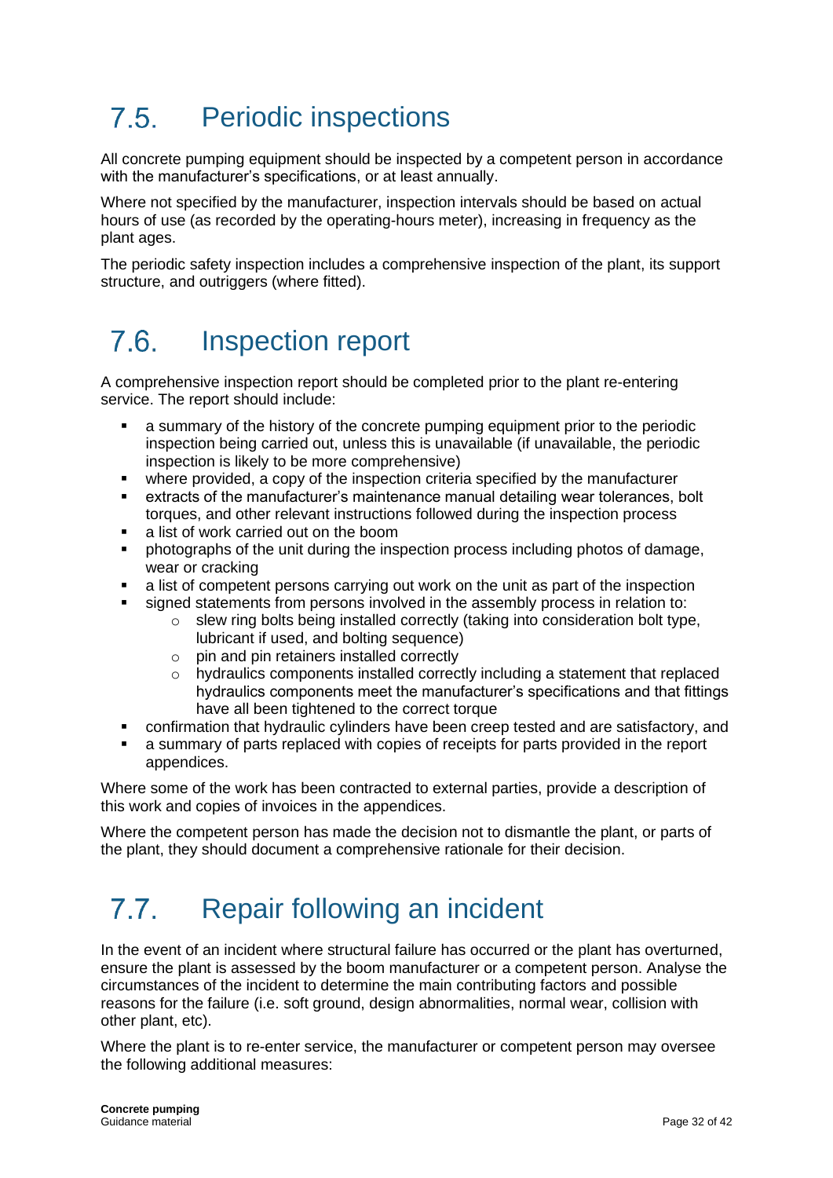## 7.5. Periodic inspections

All concrete pumping equipment should be inspected by a competent person in accordance with the manufacturer's specifications, or at least annually.

Where not specified by the manufacturer, inspection intervals should be based on actual hours of use (as recorded by the operating-hours meter), increasing in frequency as the plant ages.

The periodic safety inspection includes a comprehensive inspection of the plant, its support structure, and outriggers (where fitted).

## 7.6. Inspection report

A comprehensive inspection report should be completed prior to the plant re-entering service. The report should include:

- a summary of the history of the concrete pumping equipment prior to the periodic inspection being carried out, unless this is unavailable (if unavailable, the periodic inspection is likely to be more comprehensive)
- where provided, a copy of the inspection criteria specified by the manufacturer
- extracts of the manufacturer's maintenance manual detailing wear tolerances, bolt torques, and other relevant instructions followed during the inspection process
- a list of work carried out on the boom
- photographs of the unit during the inspection process including photos of damage, wear or cracking
- a list of competent persons carrying out work on the unit as part of the inspection
- signed statements from persons involved in the assembly process in relation to:
  - slew ring bolts being installed correctly (taking into consideration bolt type, lubricant if used, and bolting sequence)
  - pin and pin retainers installed correctly
  - hydraulics components installed correctly including a statement that replaced hydraulics components meet the manufacturer's specifications and that fittings have all been tightened to the correct torque
- confirmation that hydraulic cylinders have been creep tested and are satisfactory, and
- a summary of parts replaced with copies of receipts for parts provided in the report appendices.

Where some of the work has been contracted to external parties, provide a description of this work and copies of invoices in the appendices.

Where the competent person has made the decision not to dismantle the plant, or parts of the plant, they should document a comprehensive rationale for their decision.

## 7.7. Repair following an incident

In the event of an incident where structural failure has occurred or the plant has overturned, ensure the plant is assessed by the boom manufacturer or a competent person. Analyse the circumstances of the incident to determine the main contributing factors and possible reasons for the failure (i.e. soft ground, design abnormalities, normal wear, collision with other plant, etc).

Where the plant is to re-enter service, the manufacturer or competent person may oversee the following additional measures: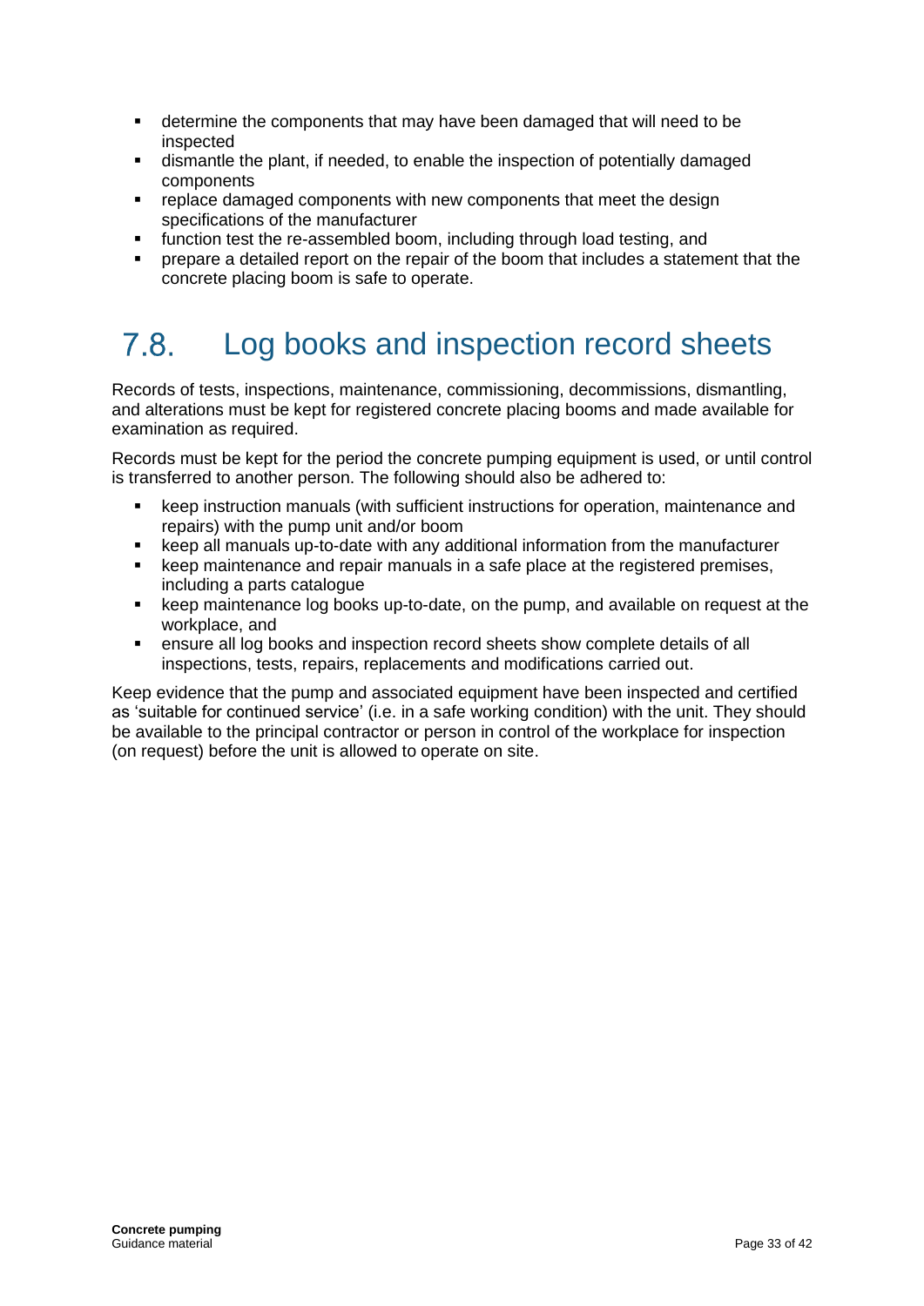- determine the components that may have been damaged that will need to be inspected
- dismantle the plant, if needed, to enable the inspection of potentially damaged components
- replace damaged components with new components that meet the design specifications of the manufacturer
- function test the re-assembled boom, including through load testing, and
- prepare a detailed report on the repair of the boom that includes a statement that the concrete placing boom is safe to operate.

## 7.8. Log books and inspection record sheets

Records of tests, inspections, maintenance, commissioning, decommissions, dismantling, and alterations must be kept for registered concrete placing booms and made available for examination as required.

Records must be kept for the period the concrete pumping equipment is used, or until control is transferred to another person. The following should also be adhered to:

- keep instruction manuals (with sufficient instructions for operation, maintenance and repairs) with the pump unit and/or boom
- keep all manuals up-to-date with any additional information from the manufacturer
- keep maintenance and repair manuals in a safe place at the registered premises, including a parts catalogue
- keep maintenance log books up-to-date, on the pump, and available on request at the workplace, and
- ensure all log books and inspection record sheets show complete details of all inspections, tests, repairs, replacements and modifications carried out.

Keep evidence that the pump and associated equipment have been inspected and certified as 'suitable for continued service' (i.e. in a safe working condition) with the unit. They should be available to the principal contractor or person in control of the workplace for inspection (on request) before the unit is allowed to operate on site.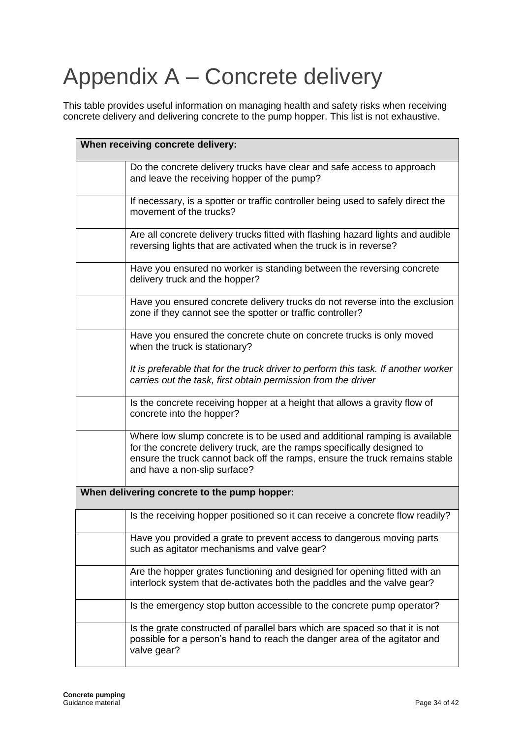# Appendix A – Concrete delivery

This table provides useful information on managing health and safety risks when receiving concrete delivery and delivering concrete to the pump hopper. This list is not exhaustive.

| **When receiving concrete delivery:** | |
|---|---|
| | Do the concrete delivery trucks have clear and safe access to approach and leave the receiving hopper of the pump? |
| | If necessary, is a spotter or traffic controller being used to safely direct the movement of the trucks? |
| | Are all concrete delivery trucks fitted with flashing hazard lights and audible reversing lights that are activated when the truck is in reverse? |
| | Have you ensured no worker is standing between the reversing concrete delivery truck and the hopper? |
| | Have you ensured concrete delivery trucks do not reverse into the exclusion zone if they cannot see the spotter or traffic controller? |
| | Have you ensured the concrete chute on concrete trucks is only moved when the truck is stationary?<br><br>*It is preferable that for the truck driver to perform this task. If another worker carries out the task, first obtain permission from the driver* |
| | Is the concrete receiving hopper at a height that allows a gravity flow of concrete into the hopper? |
| | Where low slump concrete is to be used and additional ramping is available for the concrete delivery truck, are the ramps specifically designed to ensure the truck cannot back off the ramps, ensure the truck remains stable and have a non-slip surface? |
| **When delivering concrete to the pump hopper:** | |
| | Is the receiving hopper positioned so it can receive a concrete flow readily? |
| | Have you provided a grate to prevent access to dangerous moving parts such as agitator mechanisms and valve gear? |
| | Are the hopper grates functioning and designed for opening fitted with an interlock system that de-activates both the paddles and the valve gear? |
| | Is the emergency stop button accessible to the concrete pump operator? |
| | Is the grate constructed of parallel bars which are spaced so that it is not possible for a person's hand to reach the danger area of the agitator and valve gear? |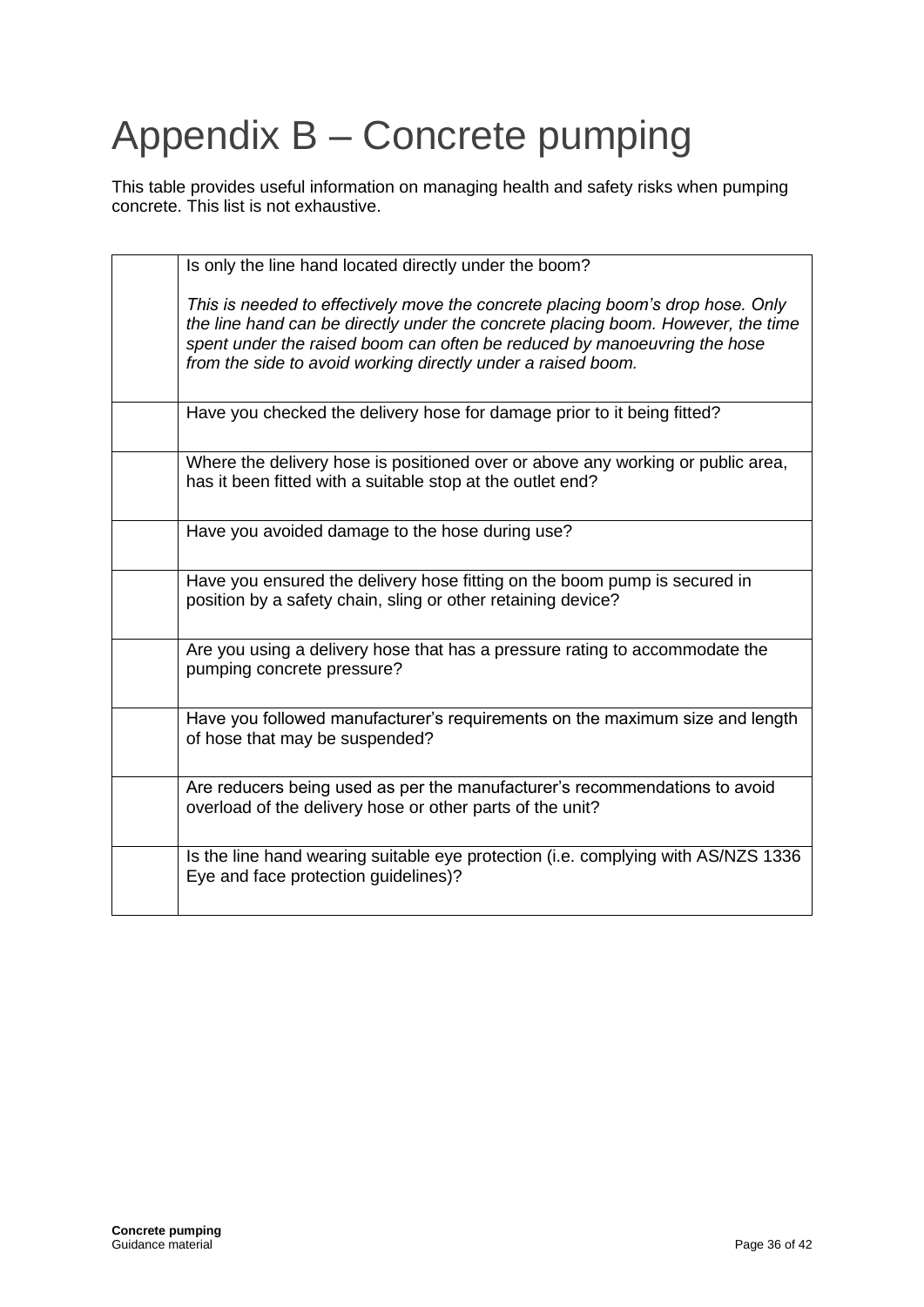# Appendix B – Concrete pumping

This table provides useful information on managing health and safety risks when pumping concrete. This list is not exhaustive.

| | |
|---|---|
| | Is only the line hand located directly under the boom?<br><br>*This is needed to effectively move the concrete placing boom's drop hose. Only the line hand can be directly under the concrete placing boom. However, the time spent under the raised boom can often be reduced by manoeuvring the hose from the side to avoid working directly under a raised boom.* |
| | Have you checked the delivery hose for damage prior to it being fitted? |
| | Where the delivery hose is positioned over or above any working or public area, has it been fitted with a suitable stop at the outlet end? |
| | Have you avoided damage to the hose during use? |
| | Have you ensured the delivery hose fitting on the boom pump is secured in position by a safety chain, sling or other retaining device? |
| | Are you using a delivery hose that has a pressure rating to accommodate the pumping concrete pressure? |
| | Have you followed manufacturer's requirements on the maximum size and length of hose that may be suspended? |
| | Are reducers being used as per the manufacturer's recommendations to avoid overload of the delivery hose or other parts of the unit? |
| | Is the line hand wearing suitable eye protection (i.e. complying with AS/NZS 1336 Eye and face protection guidelines)? |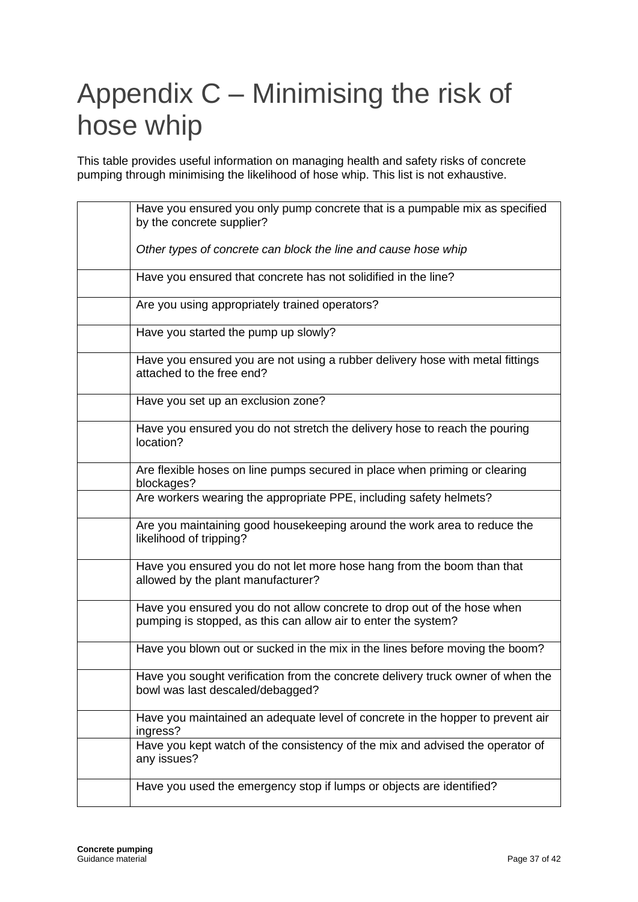# Appendix C – Minimising the risk of hose whip

This table provides useful information on managing health and safety risks of concrete pumping through minimising the likelihood of hose whip. This list is not exhaustive.

| | |
|---|---|
| | Have you ensured you only pump concrete that is a pumpable mix as specified by the concrete supplier?<br><br>*Other types of concrete can block the line and cause hose whip* |
| | Have you ensured that concrete has not solidified in the line? |
| | Are you using appropriately trained operators? |
| | Have you started the pump up slowly? |
| | Have you ensured you are not using a rubber delivery hose with metal fittings attached to the free end? |
| | Have you set up an exclusion zone? |
| | Have you ensured you do not stretch the delivery hose to reach the pouring location? |
| | Are flexible hoses on line pumps secured in place when priming or clearing blockages? |
| | Are workers wearing the appropriate PPE, including safety helmets? |
| | Are you maintaining good housekeeping around the work area to reduce the likelihood of tripping? |
| | Have you ensured you do not let more hose hang from the boom than that allowed by the plant manufacturer? |
| | Have you ensured you do not allow concrete to drop out of the hose when pumping is stopped, as this can allow air to enter the system? |
| | Have you blown out or sucked in the mix in the lines before moving the boom? |
| | Have you sought verification from the concrete delivery truck owner of when the bowl was last descaled/debagged? |
| | Have you maintained an adequate level of concrete in the hopper to prevent air ingress? |
| | Have you kept watch of the consistency of the mix and advised the operator of any issues? |
| | Have you used the emergency stop if lumps or objects are identified? |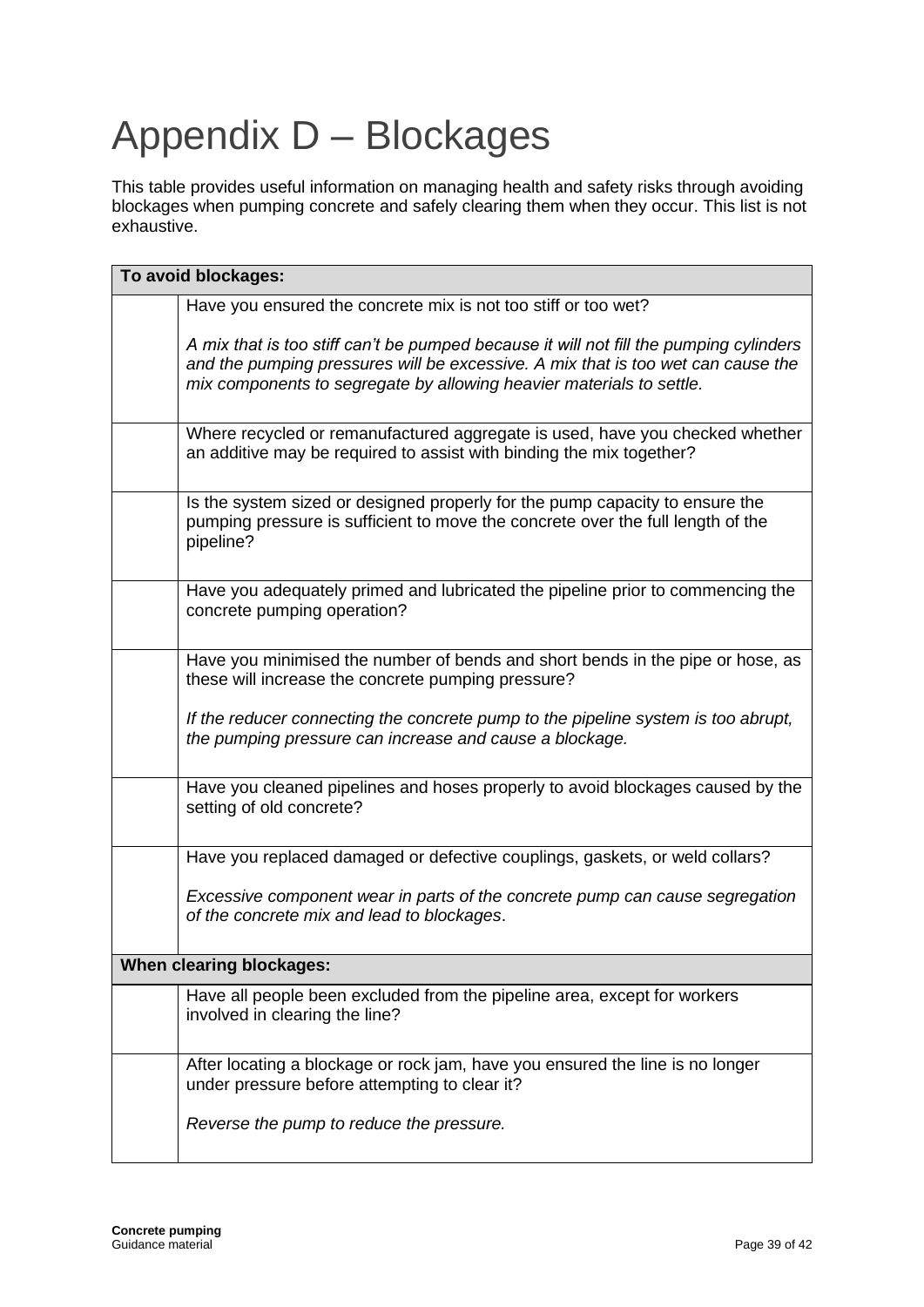# Appendix D – Blockages

This table provides useful information on managing health and safety risks through avoiding blockages when pumping concrete and safely clearing them when they occur. This list is not exhaustive.

| **To avoid blockages:** | |
|---|---|
| | Have you ensured the concrete mix is not too stiff or too wet?<br><br>*A mix that is too stiff can't be pumped because it will not fill the pumping cylinders and the pumping pressures will be excessive. A mix that is too wet can cause the mix components to segregate by allowing heavier materials to settle.* |
| | Where recycled or remanufactured aggregate is used, have you checked whether an additive may be required to assist with binding the mix together? |
| | Is the system sized or designed properly for the pump capacity to ensure the pumping pressure is sufficient to move the concrete over the full length of the pipeline? |
| | Have you adequately primed and lubricated the pipeline prior to commencing the concrete pumping operation? |
| | Have you minimised the number of bends and short bends in the pipe or hose, as these will increase the concrete pumping pressure?<br><br>*If the reducer connecting the concrete pump to the pipeline system is too abrupt, the pumping pressure can increase and cause a blockage.* |
| | Have you cleaned pipelines and hoses properly to avoid blockages caused by the setting of old concrete? |
| | Have you replaced damaged or defective couplings, gaskets, or weld collars?<br><br>*Excessive component wear in parts of the concrete pump can cause segregation of the concrete mix and lead to blockages*. |
| **When clearing blockages:** | |
| | Have all people been excluded from the pipeline area, except for workers involved in clearing the line? |
| | After locating a blockage or rock jam, have you ensured the line is no longer under pressure before attempting to clear it?<br><br>*Reverse the pump to reduce the pressure.* |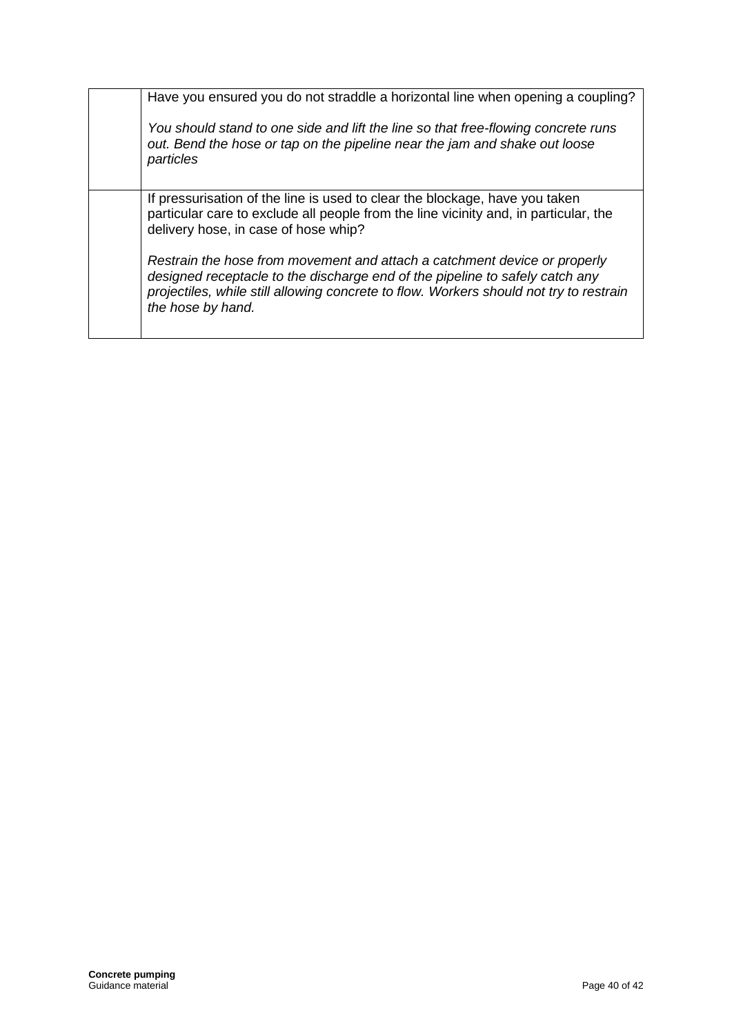|  |  |
|---|---|
|  | Have you ensured you do not straddle a horizontal line when opening a coupling?<br><br>*You should stand to one side and lift the line so that free-flowing concrete runs out. Bend the hose or tap on the pipeline near the jam and shake out loose particles* |
|  | If pressurisation of the line is used to clear the blockage, have you taken particular care to exclude all people from the line vicinity and, in particular, the delivery hose, in case of hose whip?<br><br>*Restrain the hose from movement and attach a catchment device or properly designed receptacle to the discharge end of the pipeline to safely catch any projectiles, while still allowing concrete to flow. Workers should not try to restrain the hose by hand.* |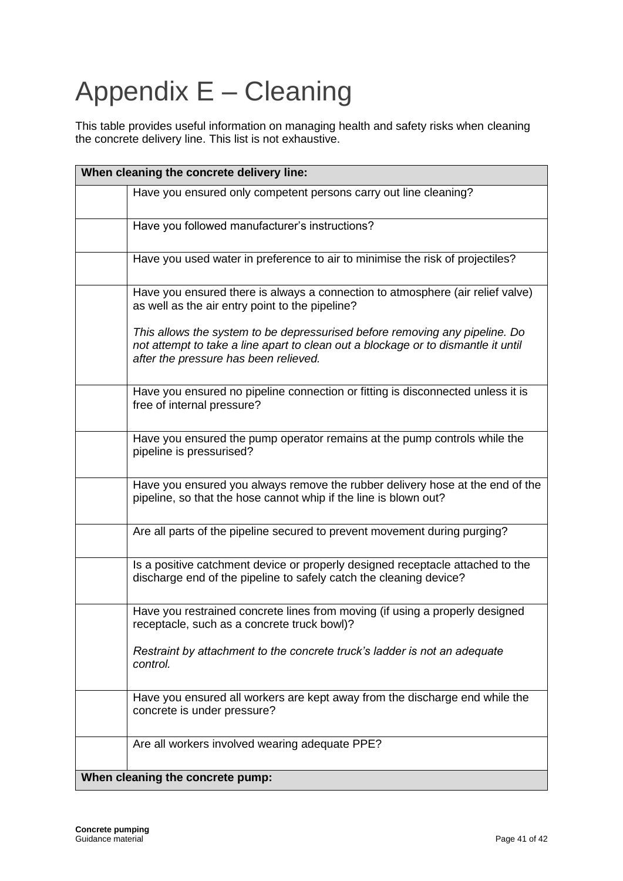# Appendix E – Cleaning

This table provides useful information on managing health and safety risks when cleaning the concrete delivery line. This list is not exhaustive.

| When cleaning the concrete delivery line: | |
|---|---|
| | Have you ensured only competent persons carry out line cleaning? |
| | Have you followed manufacturer's instructions? |
| | Have you used water in preference to air to minimise the risk of projectiles? |
| | Have you ensured there is always a connection to atmosphere (air relief valve) as well as the air entry point to the pipeline?<br><br>*This allows the system to be depressurised before removing any pipeline. Do not attempt to take a line apart to clean out a blockage or to dismantle it until after the pressure has been relieved.* |
| | Have you ensured no pipeline connection or fitting is disconnected unless it is free of internal pressure? |
| | Have you ensured the pump operator remains at the pump controls while the pipeline is pressurised? |
| | Have you ensured you always remove the rubber delivery hose at the end of the pipeline, so that the hose cannot whip if the line is blown out? |
| | Are all parts of the pipeline secured to prevent movement during purging? |
| | Is a positive catchment device or properly designed receptacle attached to the discharge end of the pipeline to safely catch the cleaning device? |
| | Have you restrained concrete lines from moving (if using a properly designed receptacle, such as a concrete truck bowl)?<br><br>*Restraint by attachment to the concrete truck's ladder is not an adequate control.* |
| | Have you ensured all workers are kept away from the discharge end while the concrete is under pressure? |
| | Are all workers involved wearing adequate PPE? |
| **When cleaning the concrete pump:** | |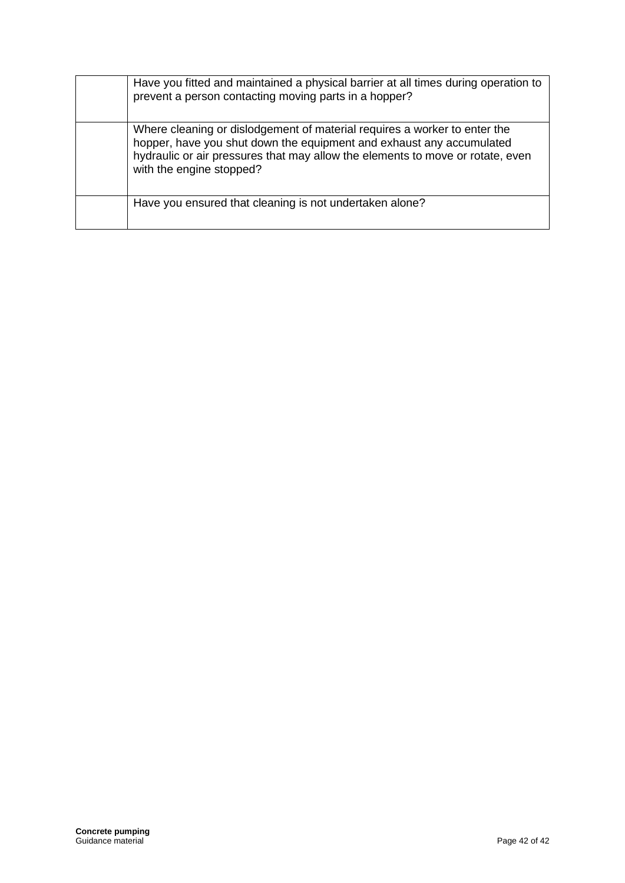| | |
|---|---|
| | Have you fitted and maintained a physical barrier at all times during operation to prevent a person contacting moving parts in a hopper? |
| | Where cleaning or dislodgement of material requires a worker to enter the hopper, have you shut down the equipment and exhaust any accumulated hydraulic or air pressures that may allow the elements to move or rotate, even with the engine stopped? |
| | Have you ensured that cleaning is not undertaken alone? |